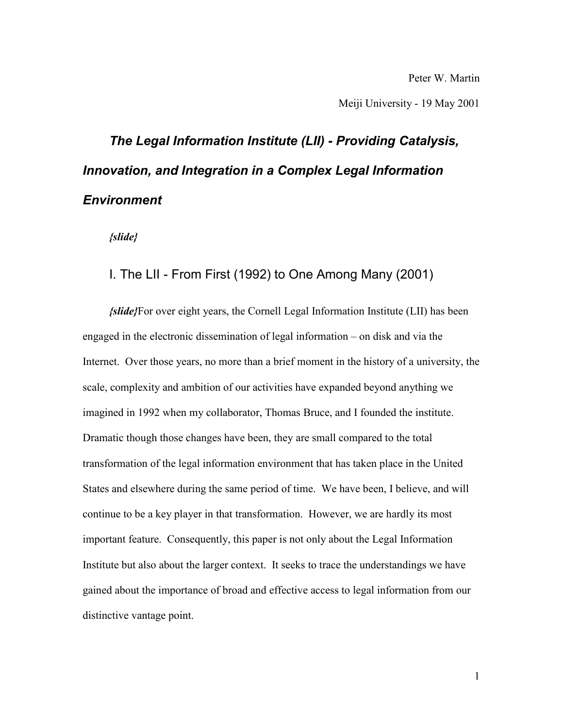Peter W. Martin

Meiji University - 19 May 2001

# *The Legal Information Institute (LII) - Providing Catalysis, Innovation, and Integration in a Complex Legal Information Environment*

***{slide}***

## I. The LII - From First (1992) to One Among Many (2001)

***{slide}***For over eight years, the Cornell Legal Information Institute (LII) has been engaged in the electronic dissemination of legal information – on disk and via the Internet. Over those years, no more than a brief moment in the history of a university, the scale, complexity and ambition of our activities have expanded beyond anything we imagined in 1992 when my collaborator, Thomas Bruce, and I founded the institute. Dramatic though those changes have been, they are small compared to the total transformation of the legal information environment that has taken place in the United States and elsewhere during the same period of time. We have been, I believe, and will continue to be a key player in that transformation. However, we are hardly its most important feature. Consequently, this paper is not only about the Legal Information Institute but also about the larger context. It seeks to trace the understandings we have gained about the importance of broad and effective access to legal information from our distinctive vantage point.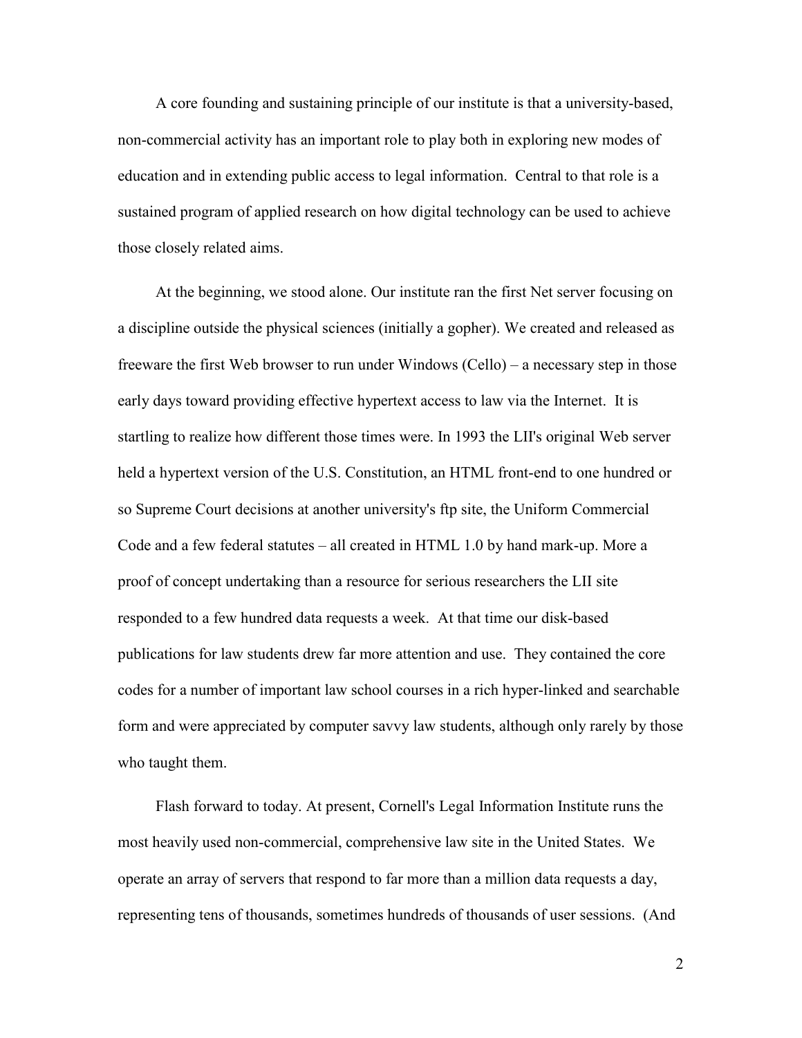A core founding and sustaining principle of our institute is that a university-based, non-commercial activity has an important role to play both in exploring new modes of education and in extending public access to legal information. Central to that role is a sustained program of applied research on how digital technology can be used to achieve those closely related aims.

At the beginning, we stood alone. Our institute ran the first Net server focusing on a discipline outside the physical sciences (initially a gopher). We created and released as freeware the first Web browser to run under Windows (Cello) – a necessary step in those early days toward providing effective hypertext access to law via the Internet. It is startling to realize how different those times were. In 1993 the LII's original Web server held a hypertext version of the U.S. Constitution, an HTML front-end to one hundred or so Supreme Court decisions at another university's ftp site, the Uniform Commercial Code and a few federal statutes – all created in HTML 1.0 by hand mark-up. More a proof of concept undertaking than a resource for serious researchers the LII site responded to a few hundred data requests a week. At that time our disk-based publications for law students drew far more attention and use. They contained the core codes for a number of important law school courses in a rich hyper-linked and searchable form and were appreciated by computer savvy law students, although only rarely by those who taught them.

Flash forward to today. At present, Cornell's Legal Information Institute runs the most heavily used non-commercial, comprehensive law site in the United States. We operate an array of servers that respond to far more than a million data requests a day, representing tens of thousands, sometimes hundreds of thousands of user sessions. (And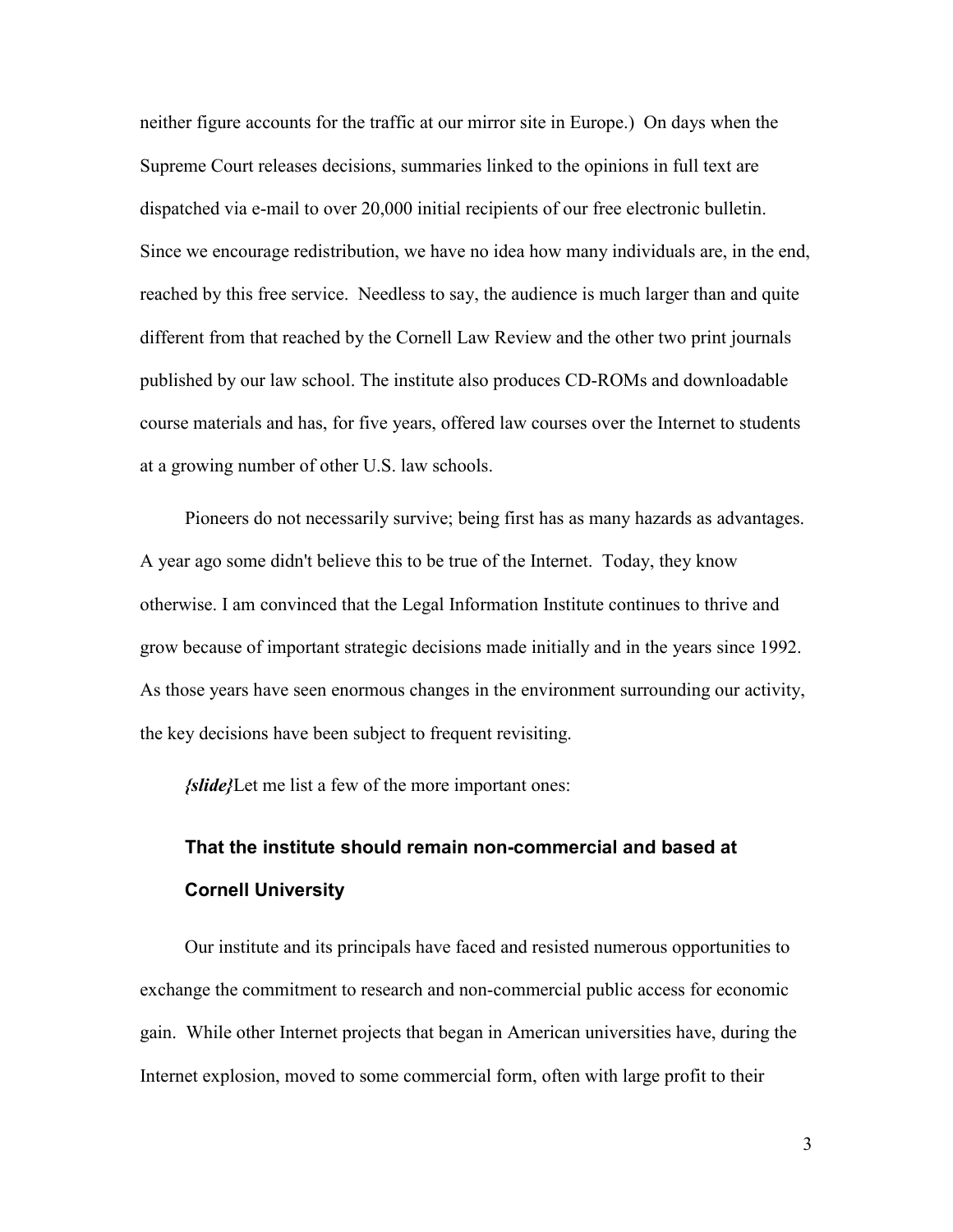neither figure accounts for the traffic at our mirror site in Europe.) On days when the Supreme Court releases decisions, summaries linked to the opinions in full text are dispatched via e-mail to over 20,000 initial recipients of our free electronic bulletin. Since we encourage redistribution, we have no idea how many individuals are, in the end, reached by this free service. Needless to say, the audience is much larger than and quite different from that reached by the Cornell Law Review and the other two print journals published by our law school. The institute also produces CD-ROMs and downloadable course materials and has, for five years, offered law courses over the Internet to students at a growing number of other U.S. law schools.

Pioneers do not necessarily survive; being first has as many hazards as advantages. A year ago some didn't believe this to be true of the Internet. Today, they know otherwise. I am convinced that the Legal Information Institute continues to thrive and grow because of important strategic decisions made initially and in the years since 1992. As those years have seen enormous changes in the environment surrounding our activity, the key decisions have been subject to frequent revisiting.

***{slide}***Let me list a few of the more important ones:

### That the institute should remain non-commercial and based at Cornell University

Our institute and its principals have faced and resisted numerous opportunities to exchange the commitment to research and non-commercial public access for economic gain. While other Internet projects that began in American universities have, during the Internet explosion, moved to some commercial form, often with large profit to their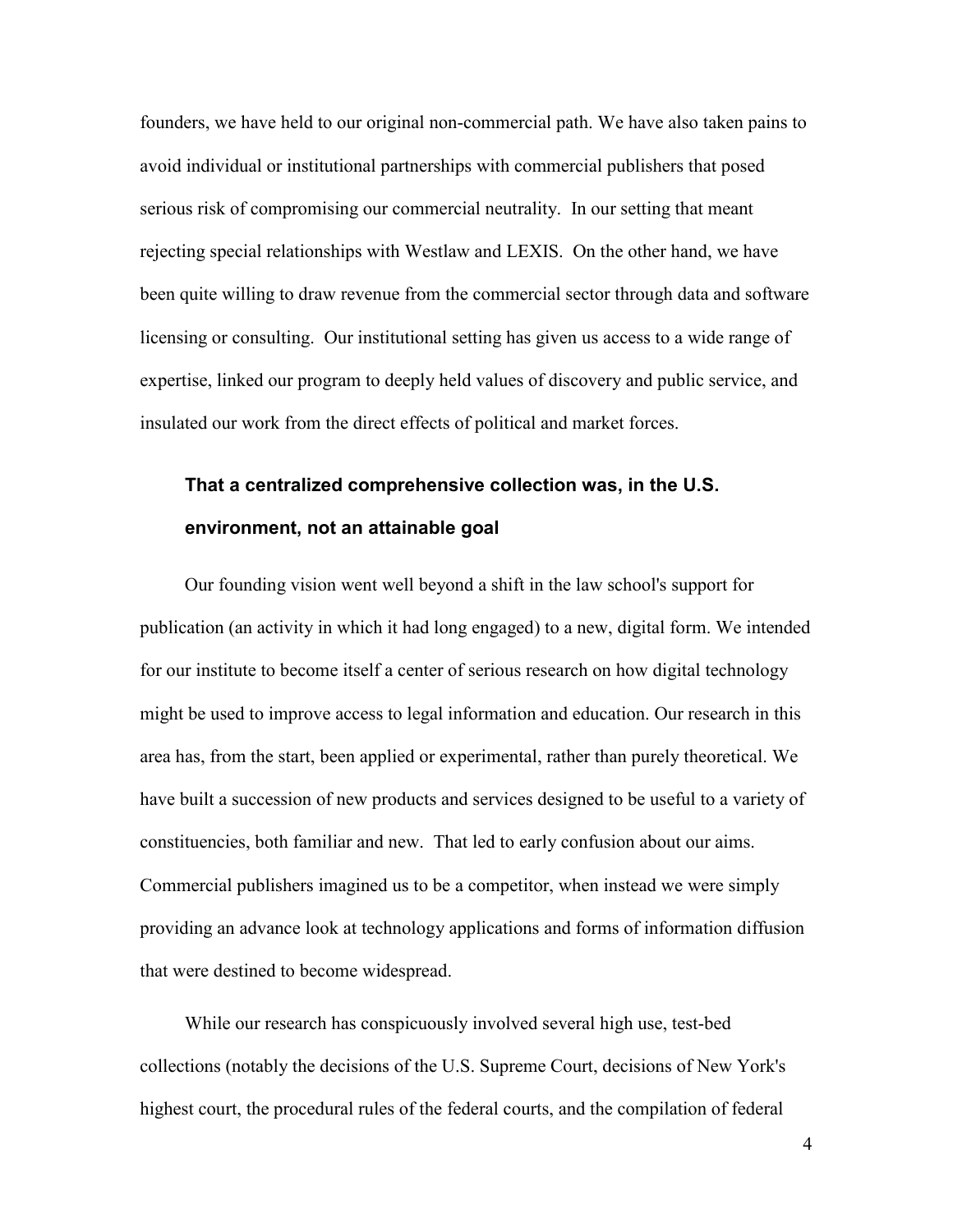founders, we have held to our original non-commercial path. We have also taken pains to avoid individual or institutional partnerships with commercial publishers that posed serious risk of compromising our commercial neutrality. In our setting that meant rejecting special relationships with Westlaw and LEXIS. On the other hand, we have been quite willing to draw revenue from the commercial sector through data and software licensing or consulting. Our institutional setting has given us access to a wide range of expertise, linked our program to deeply held values of discovery and public service, and insulated our work from the direct effects of political and market forces.

### That a centralized comprehensive collection was, in the U.S. environment, not an attainable goal

Our founding vision went well beyond a shift in the law school's support for publication (an activity in which it had long engaged) to a new, digital form. We intended for our institute to become itself a center of serious research on how digital technology might be used to improve access to legal information and education. Our research in this area has, from the start, been applied or experimental, rather than purely theoretical. We have built a succession of new products and services designed to be useful to a variety of constituencies, both familiar and new. That led to early confusion about our aims. Commercial publishers imagined us to be a competitor, when instead we were simply providing an advance look at technology applications and forms of information diffusion that were destined to become widespread.

While our research has conspicuously involved several high use, test-bed collections (notably the decisions of the U.S. Supreme Court, decisions of New York's highest court, the procedural rules of the federal courts, and the compilation of federal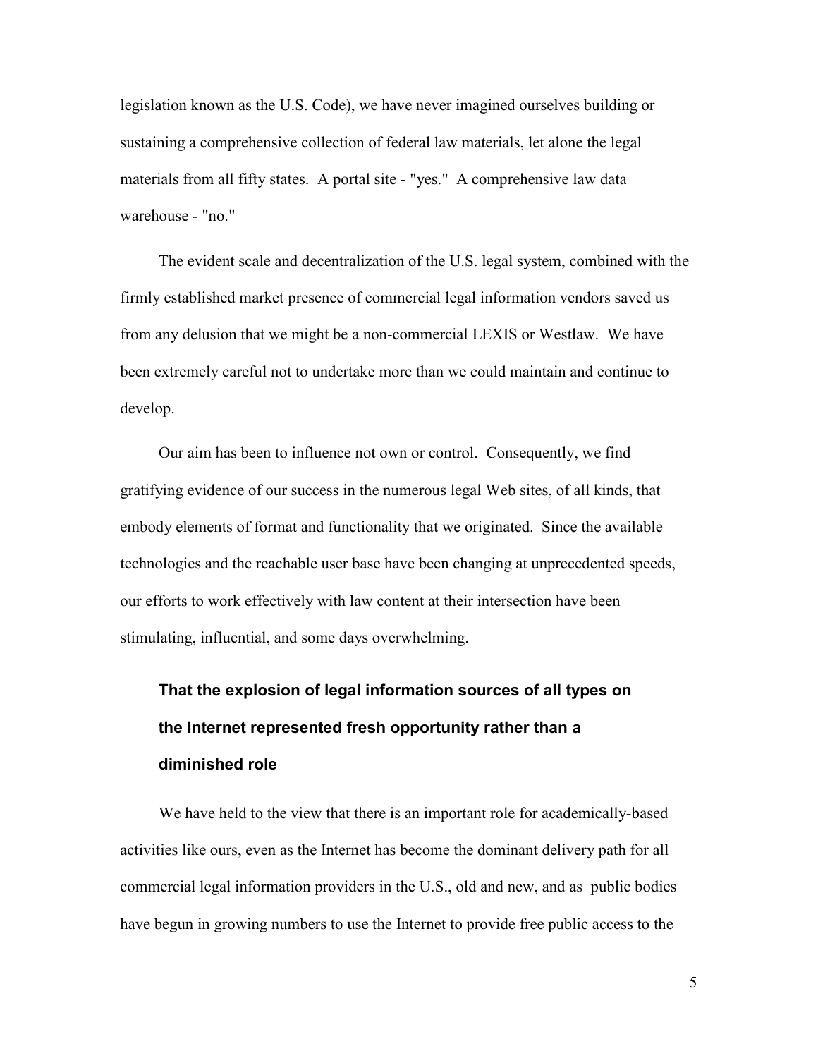legislation known as the U.S. Code), we have never imagined ourselves building or sustaining a comprehensive collection of federal law materials, let alone the legal materials from all fifty states. A portal site - "yes." A comprehensive law data warehouse - "no."

The evident scale and decentralization of the U.S. legal system, combined with the firmly established market presence of commercial legal information vendors saved us from any delusion that we might be a non-commercial LEXIS or Westlaw. We have been extremely careful not to undertake more than we could maintain and continue to develop.

Our aim has been to influence not own or control. Consequently, we find gratifying evidence of our success in the numerous legal Web sites, of all kinds, that embody elements of format and functionality that we originated. Since the available technologies and the reachable user base have been changing at unprecedented speeds, our efforts to work effectively with law content at their intersection have been stimulating, influential, and some days overwhelming.

### That the explosion of legal information sources of all types on the Internet represented fresh opportunity rather than a diminished role

We have held to the view that there is an important role for academically-based activities like ours, even as the Internet has become the dominant delivery path for all commercial legal information providers in the U.S., old and new, and as public bodies have begun in growing numbers to use the Internet to provide free public access to the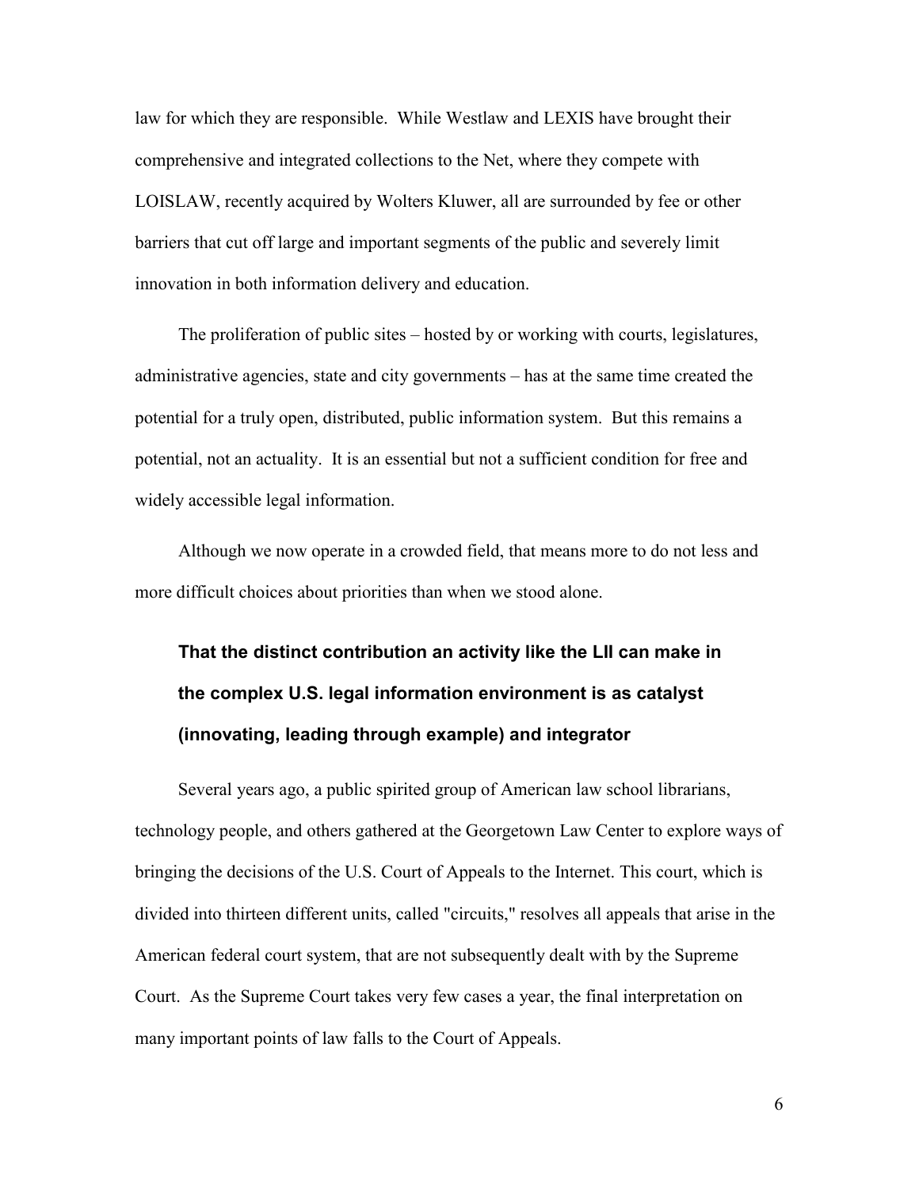law for which they are responsible. While Westlaw and LEXIS have brought their comprehensive and integrated collections to the Net, where they compete with LOISLAW, recently acquired by Wolters Kluwer, all are surrounded by fee or other barriers that cut off large and important segments of the public and severely limit innovation in both information delivery and education.

The proliferation of public sites – hosted by or working with courts, legislatures, administrative agencies, state and city governments – has at the same time created the potential for a truly open, distributed, public information system. But this remains a potential, not an actuality. It is an essential but not a sufficient condition for free and widely accessible legal information.

Although we now operate in a crowded field, that means more to do not less and more difficult choices about priorities than when we stood alone.

### That the distinct contribution an activity like the LII can make in the complex U.S. legal information environment is as catalyst (innovating, leading through example) and integrator

Several years ago, a public spirited group of American law school librarians, technology people, and others gathered at the Georgetown Law Center to explore ways of bringing the decisions of the U.S. Court of Appeals to the Internet. This court, which is divided into thirteen different units, called "circuits," resolves all appeals that arise in the American federal court system, that are not subsequently dealt with by the Supreme Court. As the Supreme Court takes very few cases a year, the final interpretation on many important points of law falls to the Court of Appeals.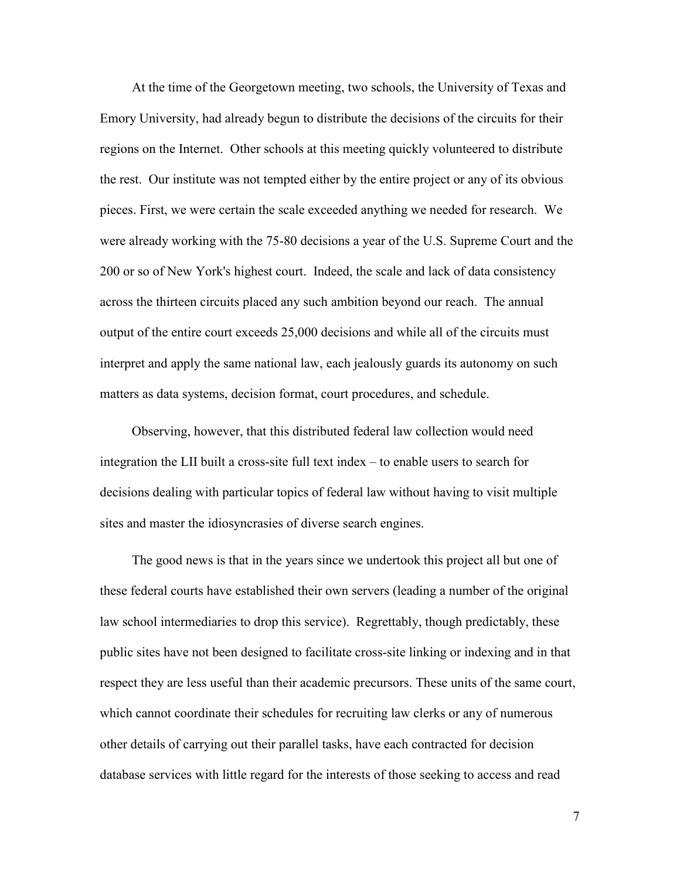At the time of the Georgetown meeting, two schools, the University of Texas and Emory University, had already begun to distribute the decisions of the circuits for their regions on the Internet. Other schools at this meeting quickly volunteered to distribute the rest. Our institute was not tempted either by the entire project or any of its obvious pieces. First, we were certain the scale exceeded anything we needed for research. We were already working with the 75-80 decisions a year of the U.S. Supreme Court and the 200 or so of New York's highest court. Indeed, the scale and lack of data consistency across the thirteen circuits placed any such ambition beyond our reach. The annual output of the entire court exceeds 25,000 decisions and while all of the circuits must interpret and apply the same national law, each jealously guards its autonomy on such matters as data systems, decision format, court procedures, and schedule.

Observing, however, that this distributed federal law collection would need integration the LII built a cross-site full text index – to enable users to search for decisions dealing with particular topics of federal law without having to visit multiple sites and master the idiosyncrasies of diverse search engines.

The good news is that in the years since we undertook this project all but one of these federal courts have established their own servers (leading a number of the original law school intermediaries to drop this service). Regrettably, though predictably, these public sites have not been designed to facilitate cross-site linking or indexing and in that respect they are less useful than their academic precursors. These units of the same court, which cannot coordinate their schedules for recruiting law clerks or any of numerous other details of carrying out their parallel tasks, have each contracted for decision database services with little regard for the interests of those seeking to access and read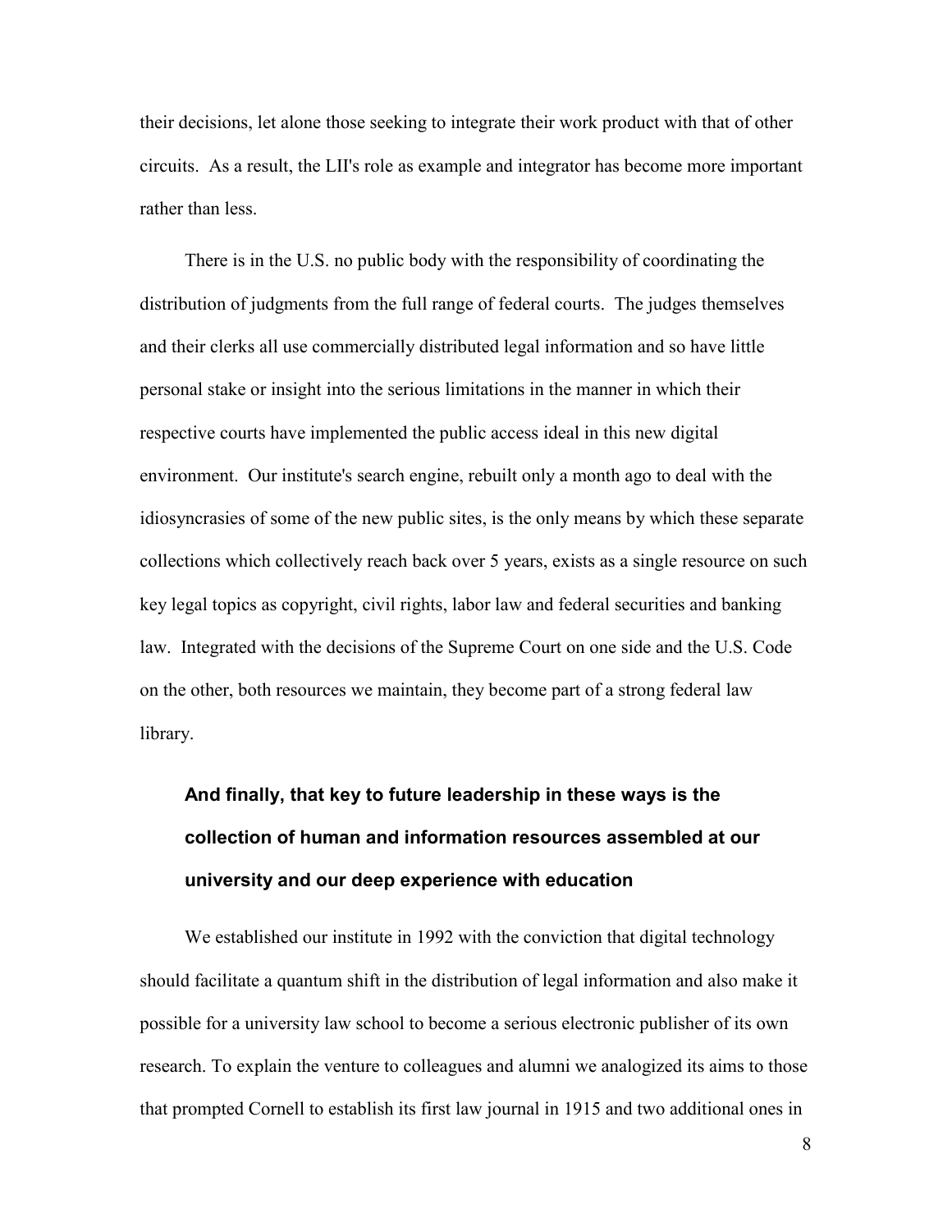their decisions, let alone those seeking to integrate their work product with that of other circuits. As a result, the LII's role as example and integrator has become more important rather than less.

There is in the U.S. no public body with the responsibility of coordinating the distribution of judgments from the full range of federal courts. The judges themselves and their clerks all use commercially distributed legal information and so have little personal stake or insight into the serious limitations in the manner in which their respective courts have implemented the public access ideal in this new digital environment. Our institute's search engine, rebuilt only a month ago to deal with the idiosyncrasies of some of the new public sites, is the only means by which these separate collections which collectively reach back over 5 years, exists as a single resource on such key legal topics as copyright, civil rights, labor law and federal securities and banking law. Integrated with the decisions of the Supreme Court on one side and the U.S. Code on the other, both resources we maintain, they become part of a strong federal law library.

**And finally, that key to future leadership in these ways is the collection of human and information resources assembled at our university and our deep experience with education**

We established our institute in 1992 with the conviction that digital technology should facilitate a quantum shift in the distribution of legal information and also make it possible for a university law school to become a serious electronic publisher of its own research. To explain the venture to colleagues and alumni we analogized its aims to those that prompted Cornell to establish its first law journal in 1915 and two additional ones in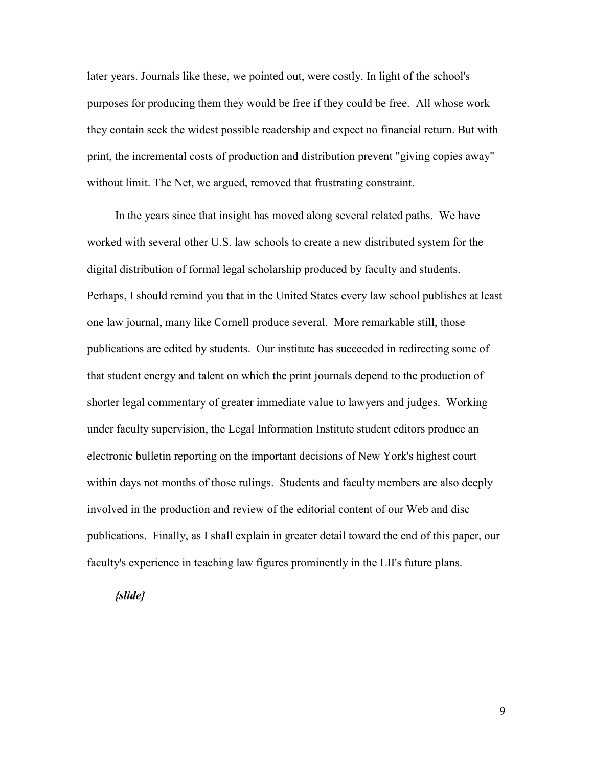later years. Journals like these, we pointed out, were costly. In light of the school's purposes for producing them they would be free if they could be free. All whose work they contain seek the widest possible readership and expect no financial return. But with print, the incremental costs of production and distribution prevent "giving copies away" without limit. The Net, we argued, removed that frustrating constraint.

In the years since that insight has moved along several related paths. We have worked with several other U.S. law schools to create a new distributed system for the digital distribution of formal legal scholarship produced by faculty and students. Perhaps, I should remind you that in the United States every law school publishes at least one law journal, many like Cornell produce several. More remarkable still, those publications are edited by students. Our institute has succeeded in redirecting some of that student energy and talent on which the print journals depend to the production of shorter legal commentary of greater immediate value to lawyers and judges. Working under faculty supervision, the Legal Information Institute student editors produce an electronic bulletin reporting on the important decisions of New York's highest court within days not months of those rulings. Students and faculty members are also deeply involved in the production and review of the editorial content of our Web and disc publications. Finally, as I shall explain in greater detail toward the end of this paper, our faculty's experience in teaching law figures prominently in the LII's future plans.

***{slide}***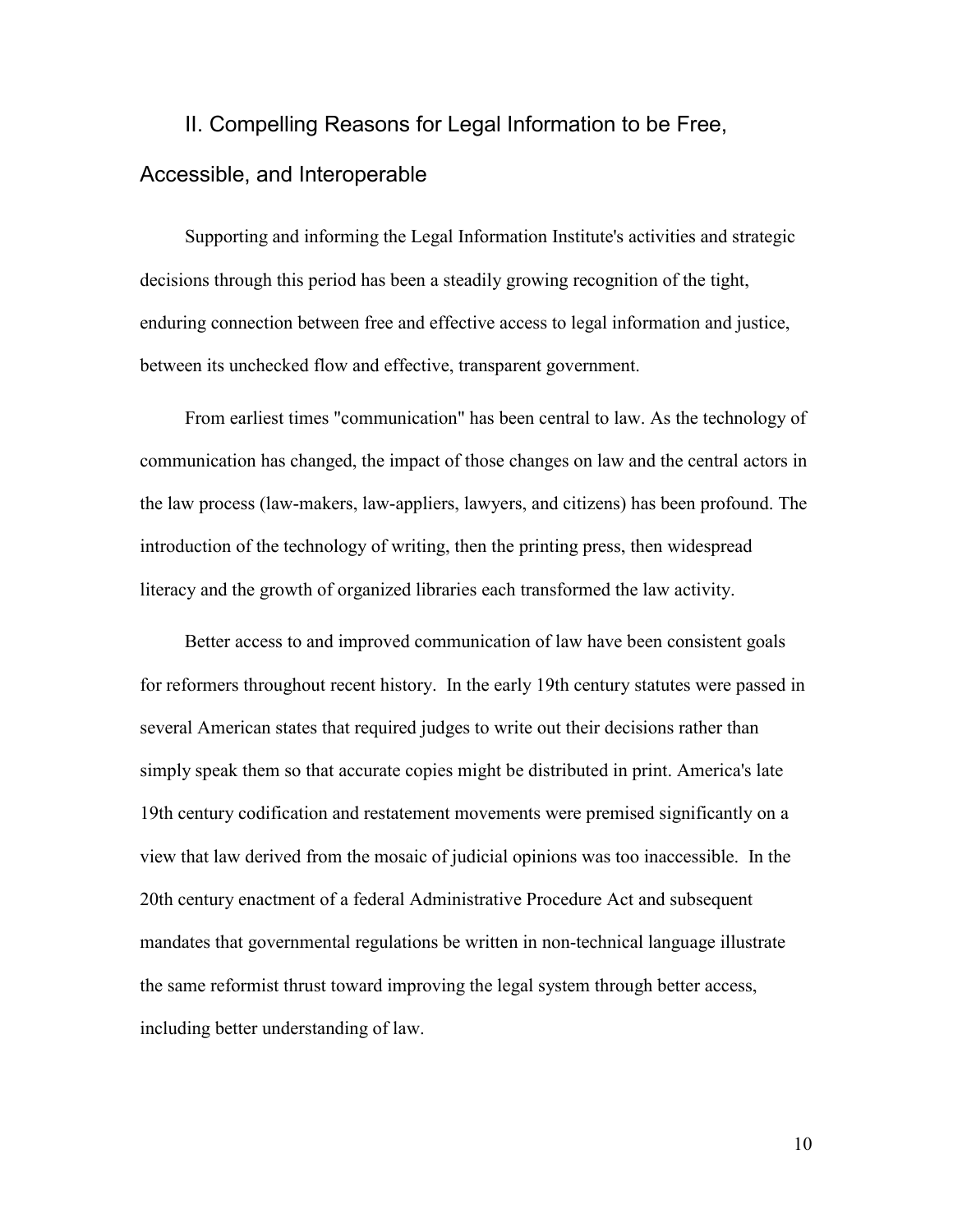## II. Compelling Reasons for Legal Information to be Free, Accessible, and Interoperable

Supporting and informing the Legal Information Institute's activities and strategic decisions through this period has been a steadily growing recognition of the tight, enduring connection between free and effective access to legal information and justice, between its unchecked flow and effective, transparent government.

From earliest times "communication" has been central to law. As the technology of communication has changed, the impact of those changes on law and the central actors in the law process (law-makers, law-appliers, lawyers, and citizens) has been profound. The introduction of the technology of writing, then the printing press, then widespread literacy and the growth of organized libraries each transformed the law activity.

Better access to and improved communication of law have been consistent goals for reformers throughout recent history. In the early 19th century statutes were passed in several American states that required judges to write out their decisions rather than simply speak them so that accurate copies might be distributed in print. America's late 19th century codification and restatement movements were premised significantly on a view that law derived from the mosaic of judicial opinions was too inaccessible. In the 20th century enactment of a federal Administrative Procedure Act and subsequent mandates that governmental regulations be written in non-technical language illustrate the same reformist thrust toward improving the legal system through better access, including better understanding of law.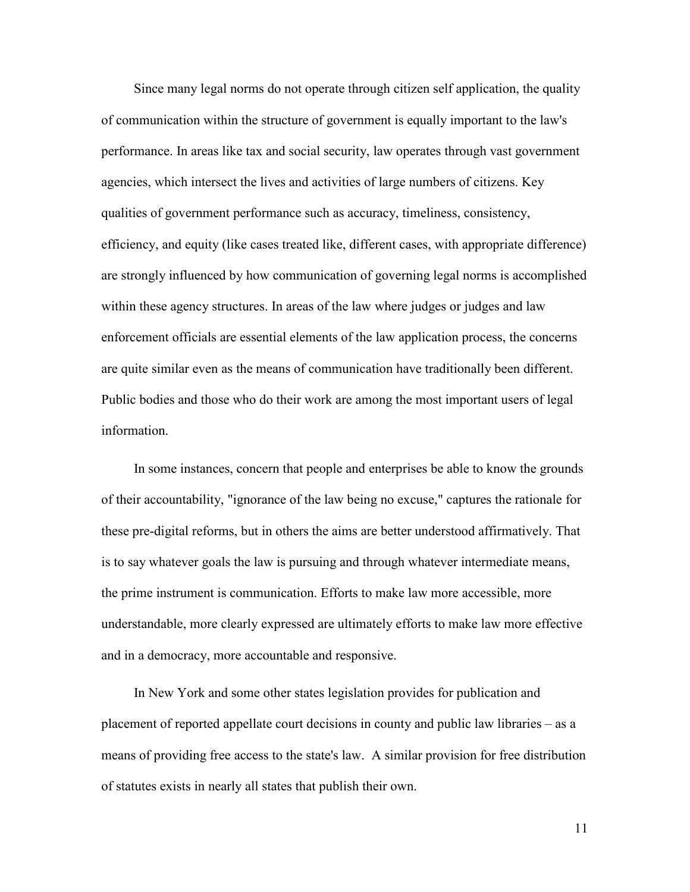Since many legal norms do not operate through citizen self application, the quality of communication within the structure of government is equally important to the law's performance. In areas like tax and social security, law operates through vast government agencies, which intersect the lives and activities of large numbers of citizens. Key qualities of government performance such as accuracy, timeliness, consistency, efficiency, and equity (like cases treated like, different cases, with appropriate difference) are strongly influenced by how communication of governing legal norms is accomplished within these agency structures. In areas of the law where judges or judges and law enforcement officials are essential elements of the law application process, the concerns are quite similar even as the means of communication have traditionally been different. Public bodies and those who do their work are among the most important users of legal information.

In some instances, concern that people and enterprises be able to know the grounds of their accountability, "ignorance of the law being no excuse," captures the rationale for these pre-digital reforms, but in others the aims are better understood affirmatively. That is to say whatever goals the law is pursuing and through whatever intermediate means, the prime instrument is communication. Efforts to make law more accessible, more understandable, more clearly expressed are ultimately efforts to make law more effective and in a democracy, more accountable and responsive.

In New York and some other states legislation provides for publication and placement of reported appellate court decisions in county and public law libraries – as a means of providing free access to the state's law. A similar provision for free distribution of statutes exists in nearly all states that publish their own.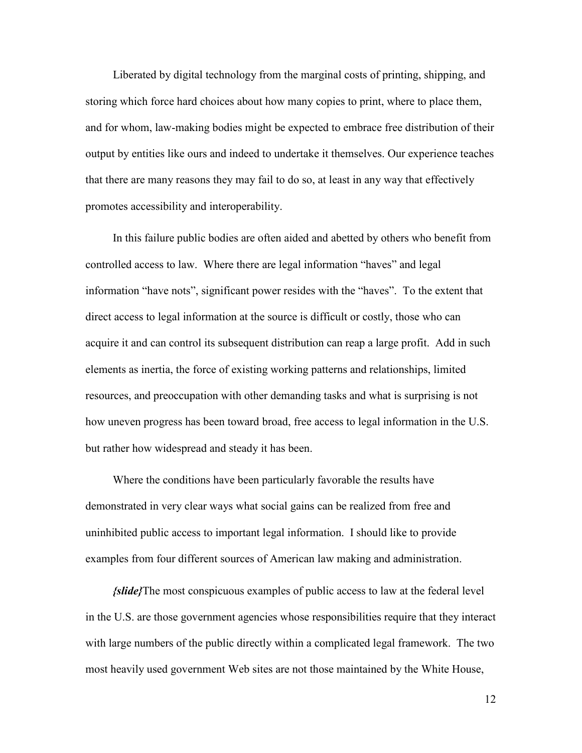Liberated by digital technology from the marginal costs of printing, shipping, and storing which force hard choices about how many copies to print, where to place them, and for whom, law-making bodies might be expected to embrace free distribution of their output by entities like ours and indeed to undertake it themselves. Our experience teaches that there are many reasons they may fail to do so, at least in any way that effectively promotes accessibility and interoperability.

In this failure public bodies are often aided and abetted by others who benefit from controlled access to law. Where there are legal information "haves" and legal information "have nots", significant power resides with the "haves". To the extent that direct access to legal information at the source is difficult or costly, those who can acquire it and can control its subsequent distribution can reap a large profit. Add in such elements as inertia, the force of existing working patterns and relationships, limited resources, and preoccupation with other demanding tasks and what is surprising is not how uneven progress has been toward broad, free access to legal information in the U.S. but rather how widespread and steady it has been.

Where the conditions have been particularly favorable the results have demonstrated in very clear ways what social gains can be realized from free and uninhibited public access to important legal information. I should like to provide examples from four different sources of American law making and administration.

***{slide}***The most conspicuous examples of public access to law at the federal level in the U.S. are those government agencies whose responsibilities require that they interact with large numbers of the public directly within a complicated legal framework. The two most heavily used government Web sites are not those maintained by the White House,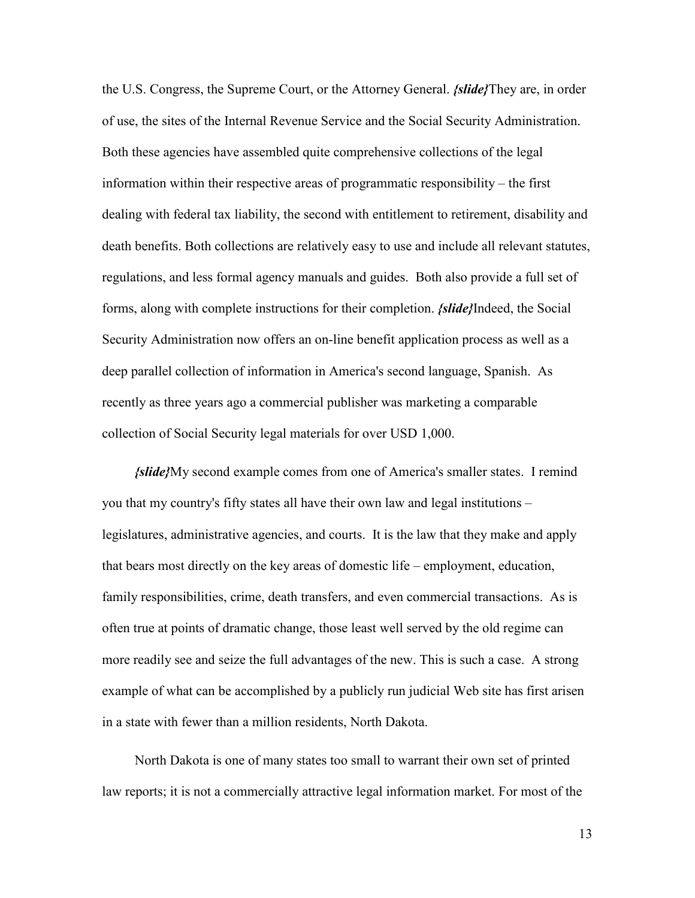the U.S. Congress, the Supreme Court, or the Attorney General. ***{slide}***They are, in order of use, the sites of the Internal Revenue Service and the Social Security Administration. Both these agencies have assembled quite comprehensive collections of the legal information within their respective areas of programmatic responsibility – the first dealing with federal tax liability, the second with entitlement to retirement, disability and death benefits. Both collections are relatively easy to use and include all relevant statutes, regulations, and less formal agency manuals and guides. Both also provide a full set of forms, along with complete instructions for their completion. ***{slide}***Indeed, the Social Security Administration now offers an on-line benefit application process as well as a deep parallel collection of information in America's second language, Spanish. As recently as three years ago a commercial publisher was marketing a comparable collection of Social Security legal materials for over USD 1,000.

***{slide}***My second example comes from one of America's smaller states. I remind you that my country's fifty states all have their own law and legal institutions – legislatures, administrative agencies, and courts. It is the law that they make and apply that bears most directly on the key areas of domestic life – employment, education, family responsibilities, crime, death transfers, and even commercial transactions. As is often true at points of dramatic change, those least well served by the old regime can more readily see and seize the full advantages of the new. This is such a case. A strong example of what can be accomplished by a publicly run judicial Web site has first arisen in a state with fewer than a million residents, North Dakota.

North Dakota is one of many states too small to warrant their own set of printed law reports; it is not a commercially attractive legal information market. For most of the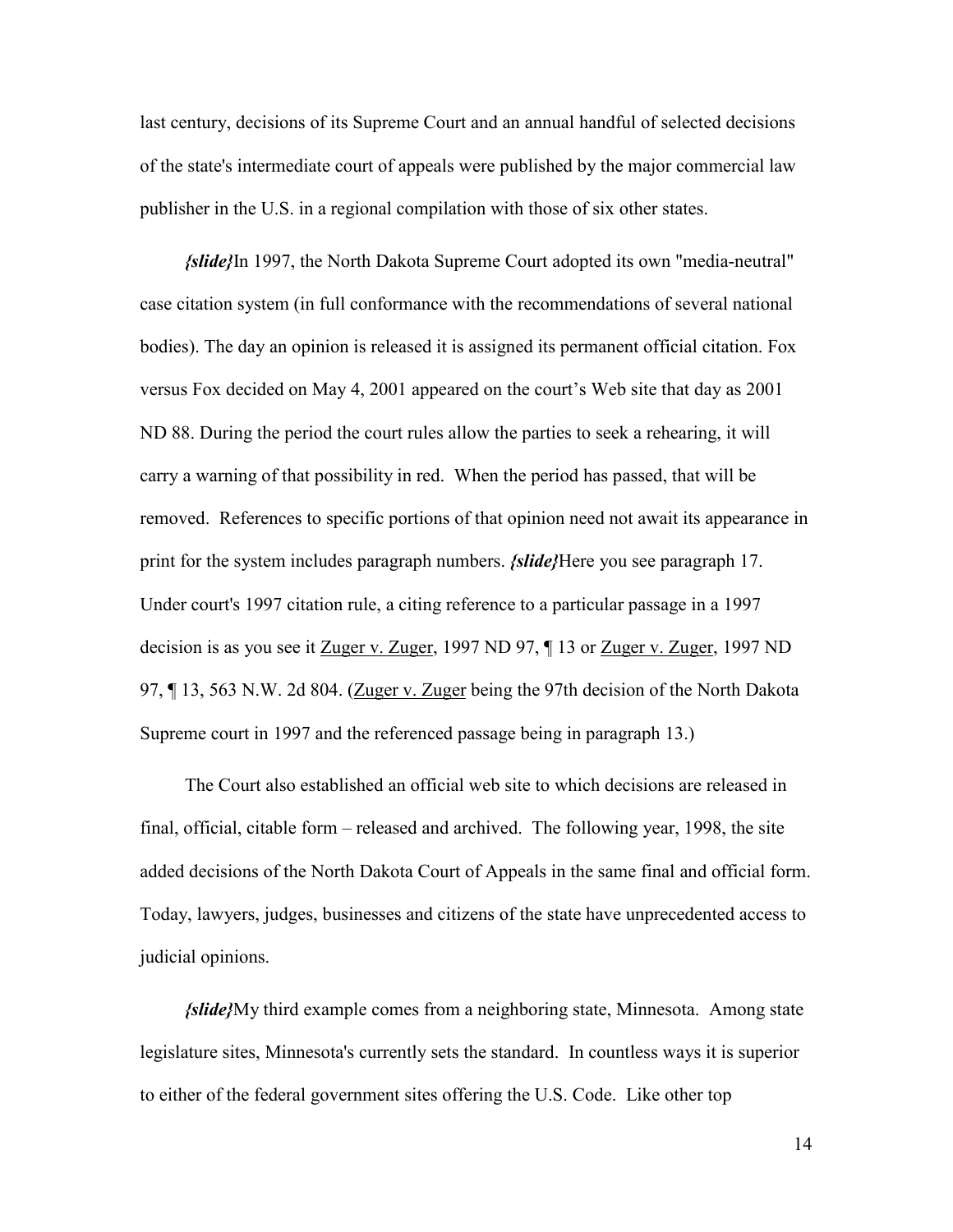last century, decisions of its Supreme Court and an annual handful of selected decisions of the state's intermediate court of appeals were published by the major commercial law publisher in the U.S. in a regional compilation with those of six other states.

***{slide}***In 1997, the North Dakota Supreme Court adopted its own "media-neutral" case citation system (in full conformance with the recommendations of several national bodies). The day an opinion is released it is assigned its permanent official citation. Fox versus Fox decided on May 4, 2001 appeared on the court's Web site that day as 2001 ND 88. During the period the court rules allow the parties to seek a rehearing, it will carry a warning of that possibility in red. When the period has passed, that will be removed. References to specific portions of that opinion need not await its appearance in print for the system includes paragraph numbers. ***{slide}***Here you see paragraph 17. Under court's 1997 citation rule, a citing reference to a particular passage in a 1997 decision is as you see it <u>Zuger v. Zuger</u>, 1997 ND 97, ¶ 13 or <u>Zuger v. Zuger</u>, 1997 ND 97, ¶ 13, 563 N.W. 2d 804. (<u>Zuger v. Zuger</u> being the 97th decision of the North Dakota Supreme court in 1997 and the referenced passage being in paragraph 13.)

The Court also established an official web site to which decisions are released in final, official, citable form – released and archived. The following year, 1998, the site added decisions of the North Dakota Court of Appeals in the same final and official form. Today, lawyers, judges, businesses and citizens of the state have unprecedented access to judicial opinions.

***{slide}***My third example comes from a neighboring state, Minnesota. Among state legislature sites, Minnesota's currently sets the standard. In countless ways it is superior to either of the federal government sites offering the U.S. Code. Like other top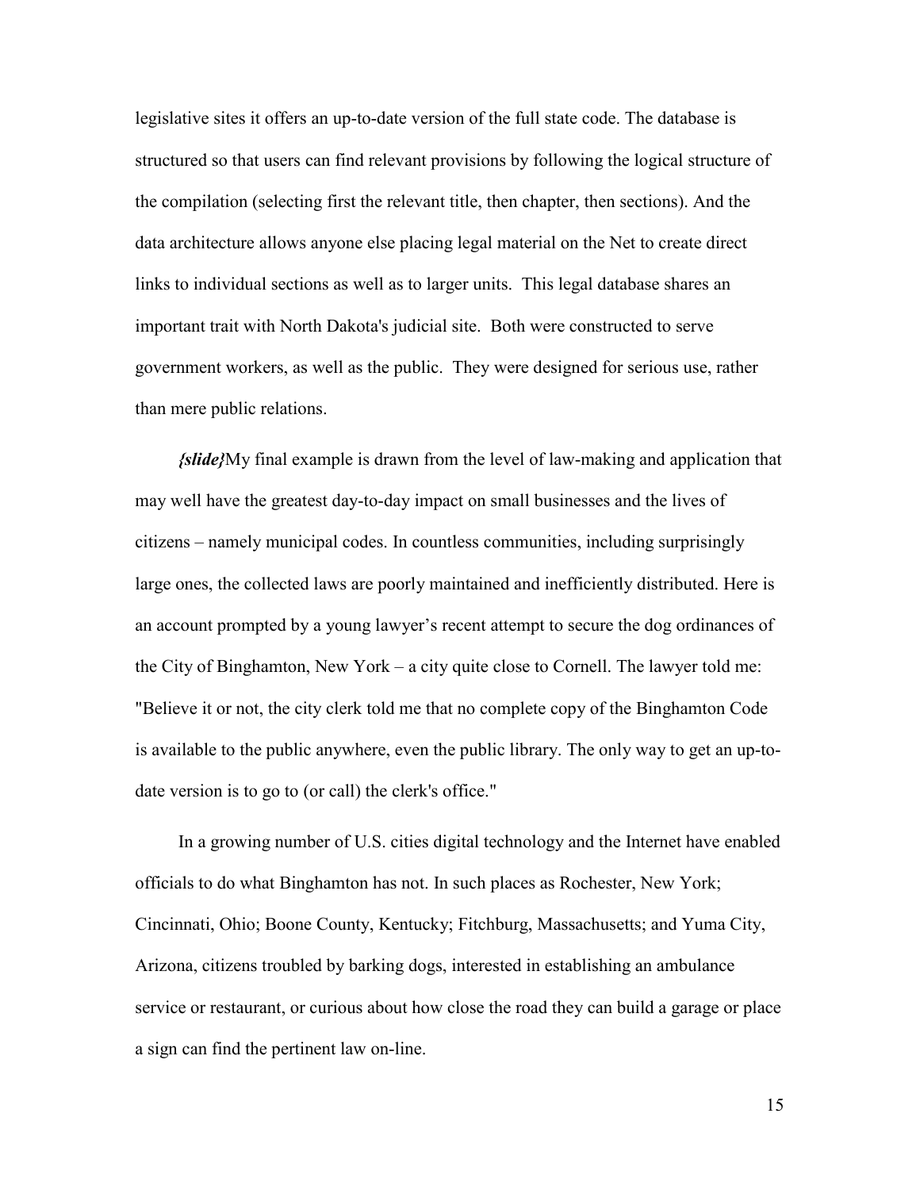legislative sites it offers an up-to-date version of the full state code. The database is structured so that users can find relevant provisions by following the logical structure of the compilation (selecting first the relevant title, then chapter, then sections). And the data architecture allows anyone else placing legal material on the Net to create direct links to individual sections as well as to larger units. This legal database shares an important trait with North Dakota's judicial site. Both were constructed to serve government workers, as well as the public. They were designed for serious use, rather than mere public relations.

***{slide}***My final example is drawn from the level of law-making and application that may well have the greatest day-to-day impact on small businesses and the lives of citizens – namely municipal codes. In countless communities, including surprisingly large ones, the collected laws are poorly maintained and inefficiently distributed. Here is an account prompted by a young lawyer's recent attempt to secure the dog ordinances of the City of Binghamton, New York – a city quite close to Cornell. The lawyer told me: "Believe it or not, the city clerk told me that no complete copy of the Binghamton Code is available to the public anywhere, even the public library. The only way to get an up-to-date version is to go to (or call) the clerk's office."

In a growing number of U.S. cities digital technology and the Internet have enabled officials to do what Binghamton has not. In such places as Rochester, New York; Cincinnati, Ohio; Boone County, Kentucky; Fitchburg, Massachusetts; and Yuma City, Arizona, citizens troubled by barking dogs, interested in establishing an ambulance service or restaurant, or curious about how close the road they can build a garage or place a sign can find the pertinent law on-line.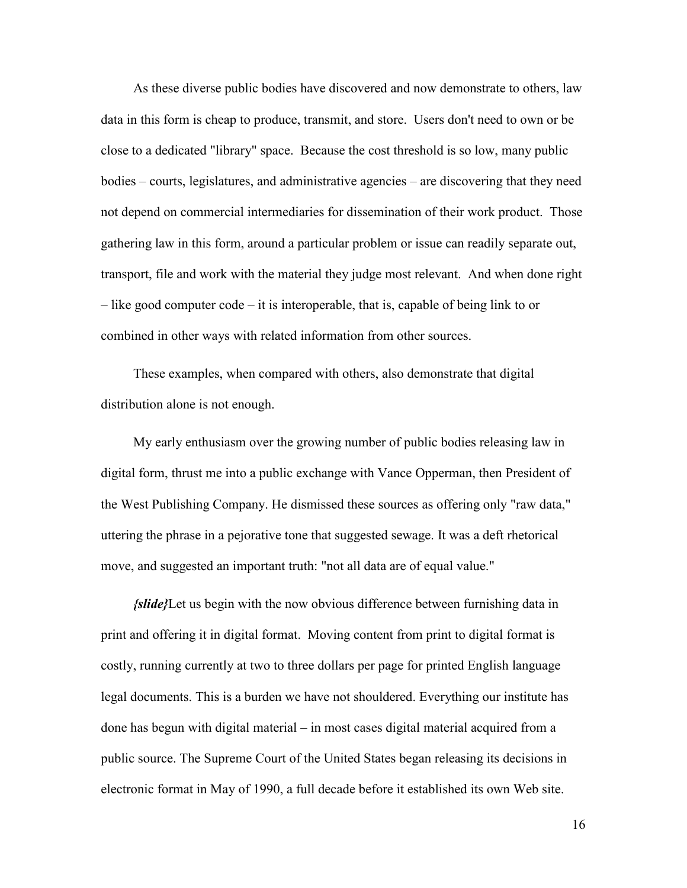As these diverse public bodies have discovered and now demonstrate to others, law data in this form is cheap to produce, transmit, and store. Users don't need to own or be close to a dedicated "library" space. Because the cost threshold is so low, many public bodies – courts, legislatures, and administrative agencies – are discovering that they need not depend on commercial intermediaries for dissemination of their work product. Those gathering law in this form, around a particular problem or issue can readily separate out, transport, file and work with the material they judge most relevant. And when done right – like good computer code – it is interoperable, that is, capable of being link to or combined in other ways with related information from other sources.

These examples, when compared with others, also demonstrate that digital distribution alone is not enough.

My early enthusiasm over the growing number of public bodies releasing law in digital form, thrust me into a public exchange with Vance Opperman, then President of the West Publishing Company. He dismissed these sources as offering only "raw data," uttering the phrase in a pejorative tone that suggested sewage. It was a deft rhetorical move, and suggested an important truth: "not all data are of equal value."

***{slide}***Let us begin with the now obvious difference between furnishing data in print and offering it in digital format. Moving content from print to digital format is costly, running currently at two to three dollars per page for printed English language legal documents. This is a burden we have not shouldered. Everything our institute has done has begun with digital material – in most cases digital material acquired from a public source. The Supreme Court of the United States began releasing its decisions in electronic format in May of 1990, a full decade before it established its own Web site.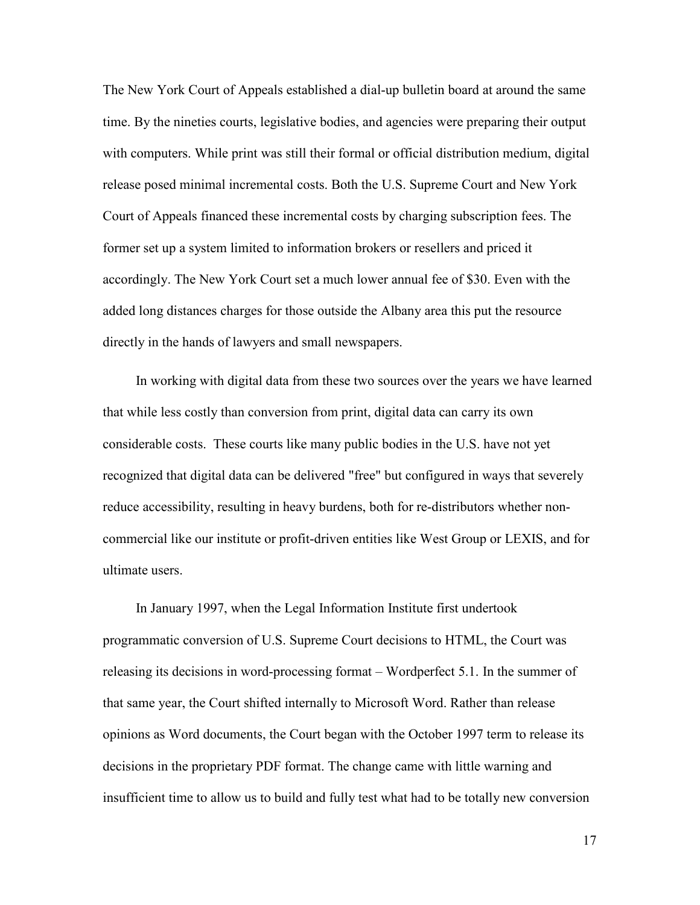The New York Court of Appeals established a dial-up bulletin board at around the same time. By the nineties courts, legislative bodies, and agencies were preparing their output with computers. While print was still their formal or official distribution medium, digital release posed minimal incremental costs. Both the U.S. Supreme Court and New York Court of Appeals financed these incremental costs by charging subscription fees. The former set up a system limited to information brokers or resellers and priced it accordingly. The New York Court set a much lower annual fee of $30. Even with the added long distances charges for those outside the Albany area this put the resource directly in the hands of lawyers and small newspapers.

In working with digital data from these two sources over the years we have learned that while less costly than conversion from print, digital data can carry its own considerable costs. These courts like many public bodies in the U.S. have not yet recognized that digital data can be delivered "free" but configured in ways that severely reduce accessibility, resulting in heavy burdens, both for re-distributors whether non-commercial like our institute or profit-driven entities like West Group or LEXIS, and for ultimate users.

In January 1997, when the Legal Information Institute first undertook programmatic conversion of U.S. Supreme Court decisions to HTML, the Court was releasing its decisions in word-processing format – Wordperfect 5.1. In the summer of that same year, the Court shifted internally to Microsoft Word. Rather than release opinions as Word documents, the Court began with the October 1997 term to release its decisions in the proprietary PDF format. The change came with little warning and insufficient time to allow us to build and fully test what had to be totally new conversion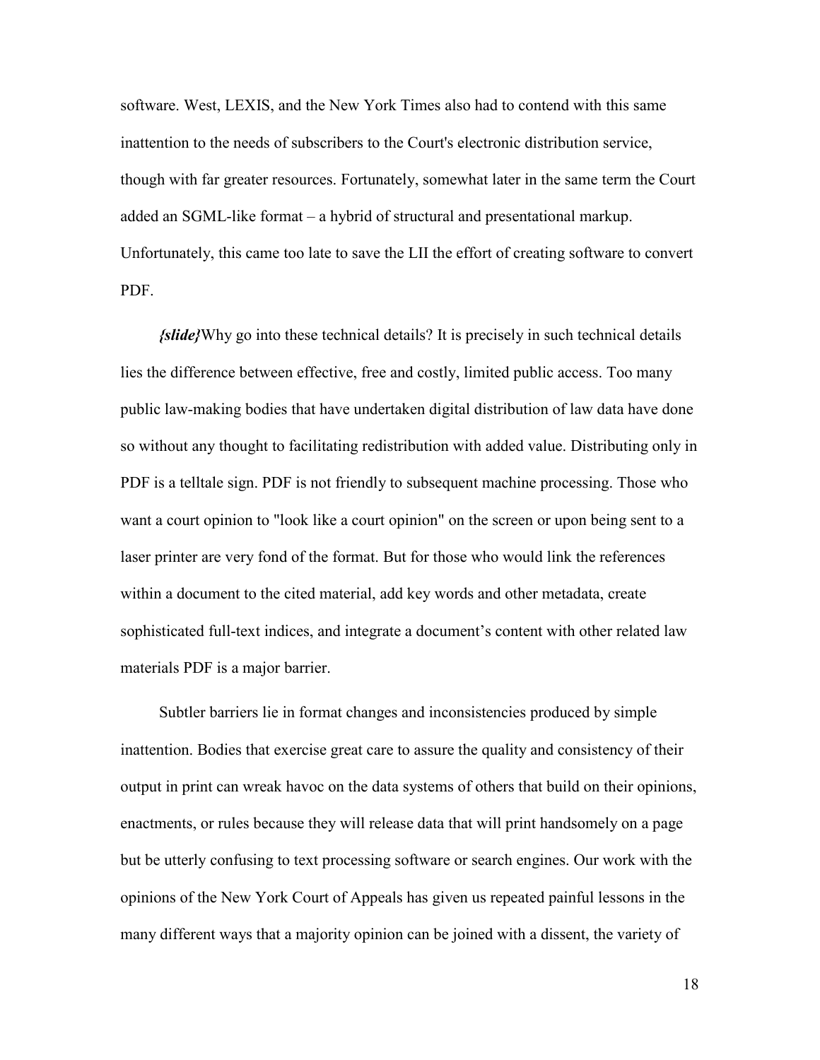software. West, LEXIS, and the New York Times also had to contend with this same inattention to the needs of subscribers to the Court's electronic distribution service, though with far greater resources. Fortunately, somewhat later in the same term the Court added an SGML-like format – a hybrid of structural and presentational markup. Unfortunately, this came too late to save the LII the effort of creating software to convert PDF.

***{slide}***Why go into these technical details? It is precisely in such technical details lies the difference between effective, free and costly, limited public access. Too many public law-making bodies that have undertaken digital distribution of law data have done so without any thought to facilitating redistribution with added value. Distributing only in PDF is a telltale sign. PDF is not friendly to subsequent machine processing. Those who want a court opinion to "look like a court opinion" on the screen or upon being sent to a laser printer are very fond of the format. But for those who would link the references within a document to the cited material, add key words and other metadata, create sophisticated full-text indices, and integrate a document's content with other related law materials PDF is a major barrier.

Subtler barriers lie in format changes and inconsistencies produced by simple inattention. Bodies that exercise great care to assure the quality and consistency of their output in print can wreak havoc on the data systems of others that build on their opinions, enactments, or rules because they will release data that will print handsomely on a page but be utterly confusing to text processing software or search engines. Our work with the opinions of the New York Court of Appeals has given us repeated painful lessons in the many different ways that a majority opinion can be joined with a dissent, the variety of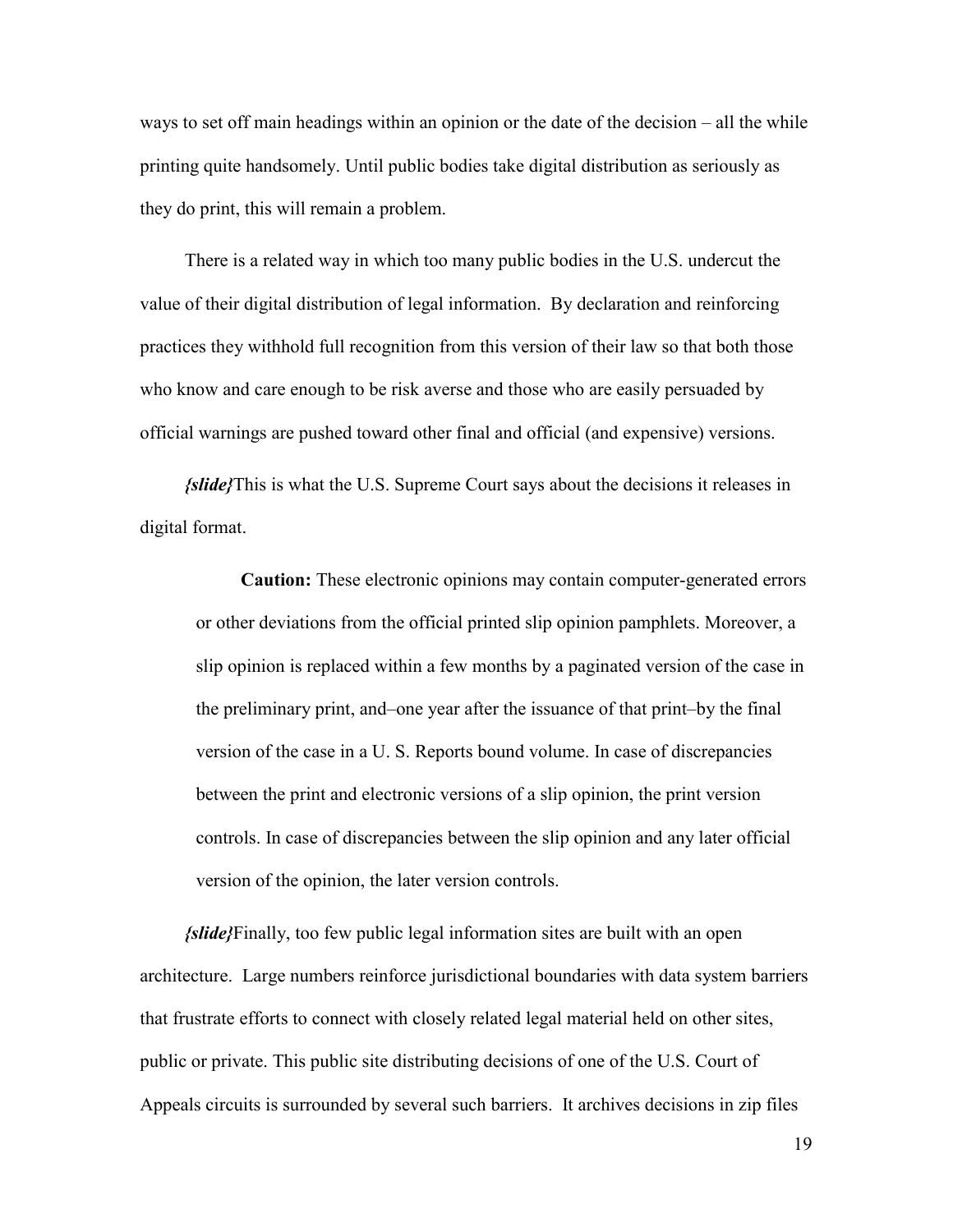ways to set off main headings within an opinion or the date of the decision – all the while printing quite handsomely. Until public bodies take digital distribution as seriously as they do print, this will remain a problem.

There is a related way in which too many public bodies in the U.S. undercut the value of their digital distribution of legal information. By declaration and reinforcing practices they withhold full recognition from this version of their law so that both those who know and care enough to be risk averse and those who are easily persuaded by official warnings are pushed toward other final and official (and expensive) versions.

***{slide}***This is what the U.S. Supreme Court says about the decisions it releases in digital format.

> **Caution:** These electronic opinions may contain computer-generated errors or other deviations from the official printed slip opinion pamphlets. Moreover, a slip opinion is replaced within a few months by a paginated version of the case in the preliminary print, and–one year after the issuance of that print–by the final version of the case in a U. S. Reports bound volume. In case of discrepancies between the print and electronic versions of a slip opinion, the print version controls. In case of discrepancies between the slip opinion and any later official version of the opinion, the later version controls.

***{slide}***Finally, too few public legal information sites are built with an open architecture. Large numbers reinforce jurisdictional boundaries with data system barriers that frustrate efforts to connect with closely related legal material held on other sites, public or private. This public site distributing decisions of one of the U.S. Court of Appeals circuits is surrounded by several such barriers. It archives decisions in zip files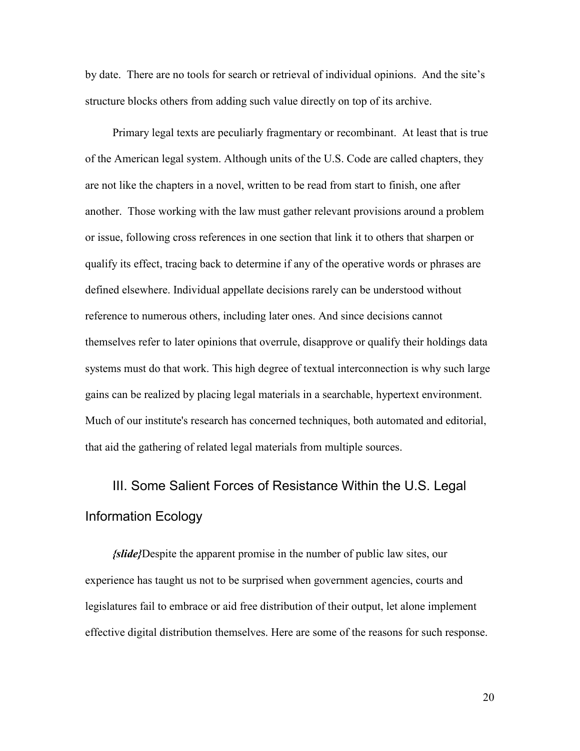by date. There are no tools for search or retrieval of individual opinions. And the site's structure blocks others from adding such value directly on top of its archive.

Primary legal texts are peculiarly fragmentary or recombinant. At least that is true of the American legal system. Although units of the U.S. Code are called chapters, they are not like the chapters in a novel, written to be read from start to finish, one after another. Those working with the law must gather relevant provisions around a problem or issue, following cross references in one section that link it to others that sharpen or qualify its effect, tracing back to determine if any of the operative words or phrases are defined elsewhere. Individual appellate decisions rarely can be understood without reference to numerous others, including later ones. And since decisions cannot themselves refer to later opinions that overrule, disapprove or qualify their holdings data systems must do that work. This high degree of textual interconnection is why such large gains can be realized by placing legal materials in a searchable, hypertext environment. Much of our institute's research has concerned techniques, both automated and editorial, that aid the gathering of related legal materials from multiple sources.

## III. Some Salient Forces of Resistance Within the U.S. Legal Information Ecology

***{slide}***Despite the apparent promise in the number of public law sites, our experience has taught us not to be surprised when government agencies, courts and legislatures fail to embrace or aid free distribution of their output, let alone implement effective digital distribution themselves. Here are some of the reasons for such response.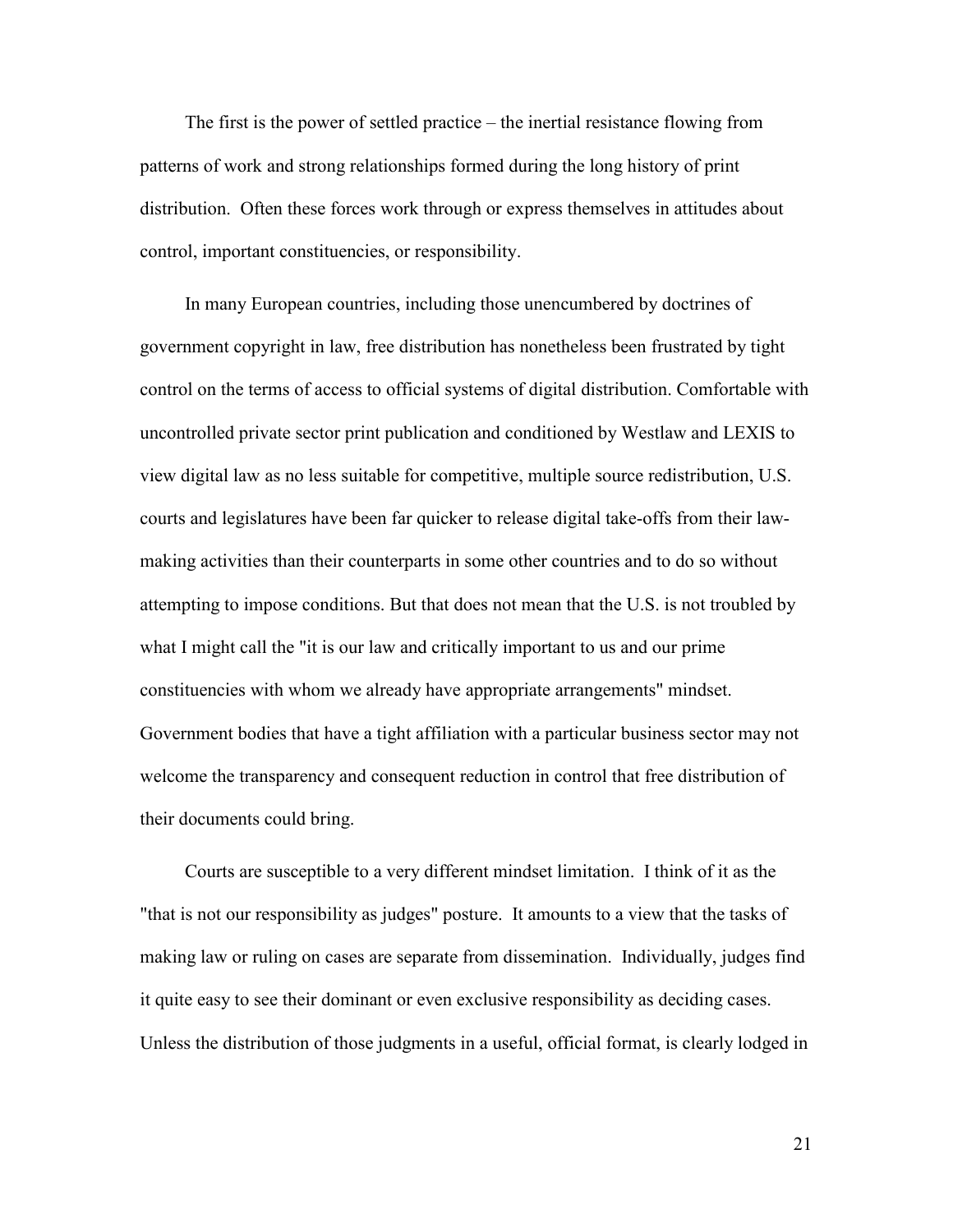The first is the power of settled practice – the inertial resistance flowing from patterns of work and strong relationships formed during the long history of print distribution. Often these forces work through or express themselves in attitudes about control, important constituencies, or responsibility.

In many European countries, including those unencumbered by doctrines of government copyright in law, free distribution has nonetheless been frustrated by tight control on the terms of access to official systems of digital distribution. Comfortable with uncontrolled private sector print publication and conditioned by Westlaw and LEXIS to view digital law as no less suitable for competitive, multiple source redistribution, U.S. courts and legislatures have been far quicker to release digital take-offs from their law-making activities than their counterparts in some other countries and to do so without attempting to impose conditions. But that does not mean that the U.S. is not troubled by what I might call the "it is our law and critically important to us and our prime constituencies with whom we already have appropriate arrangements" mindset. Government bodies that have a tight affiliation with a particular business sector may not welcome the transparency and consequent reduction in control that free distribution of their documents could bring.

Courts are susceptible to a very different mindset limitation. I think of it as the "that is not our responsibility as judges" posture. It amounts to a view that the tasks of making law or ruling on cases are separate from dissemination. Individually, judges find it quite easy to see their dominant or even exclusive responsibility as deciding cases. Unless the distribution of those judgments in a useful, official format, is clearly lodged in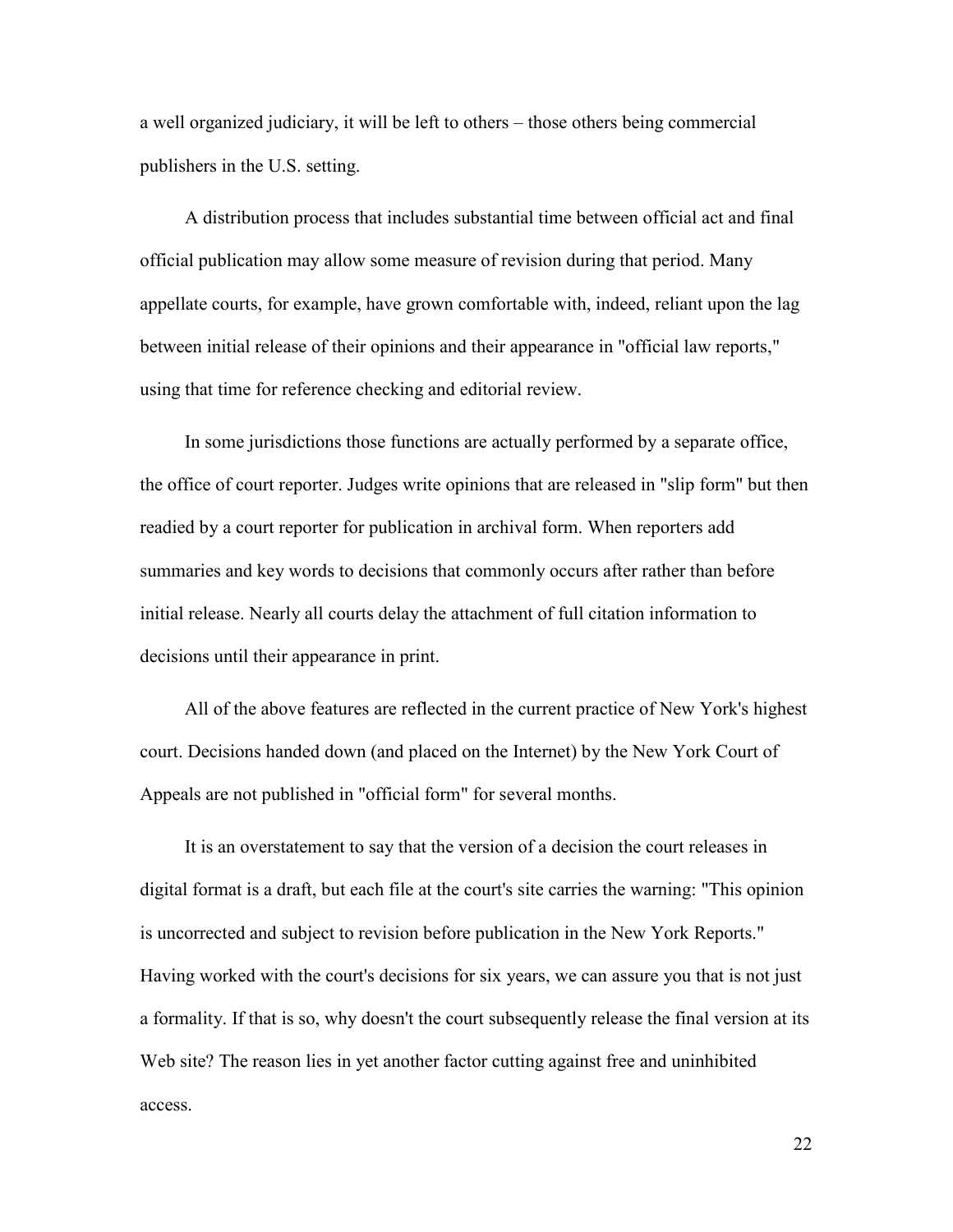a well organized judiciary, it will be left to others – those others being commercial publishers in the U.S. setting.

A distribution process that includes substantial time between official act and final official publication may allow some measure of revision during that period. Many appellate courts, for example, have grown comfortable with, indeed, reliant upon the lag between initial release of their opinions and their appearance in "official law reports," using that time for reference checking and editorial review.

In some jurisdictions those functions are actually performed by a separate office, the office of court reporter. Judges write opinions that are released in "slip form" but then readied by a court reporter for publication in archival form. When reporters add summaries and key words to decisions that commonly occurs after rather than before initial release. Nearly all courts delay the attachment of full citation information to decisions until their appearance in print.

All of the above features are reflected in the current practice of New York's highest court. Decisions handed down (and placed on the Internet) by the New York Court of Appeals are not published in "official form" for several months.

It is an overstatement to say that the version of a decision the court releases in digital format is a draft, but each file at the court's site carries the warning: "This opinion is uncorrected and subject to revision before publication in the New York Reports." Having worked with the court's decisions for six years, we can assure you that is not just a formality. If that is so, why doesn't the court subsequently release the final version at its Web site? The reason lies in yet another factor cutting against free and uninhibited access.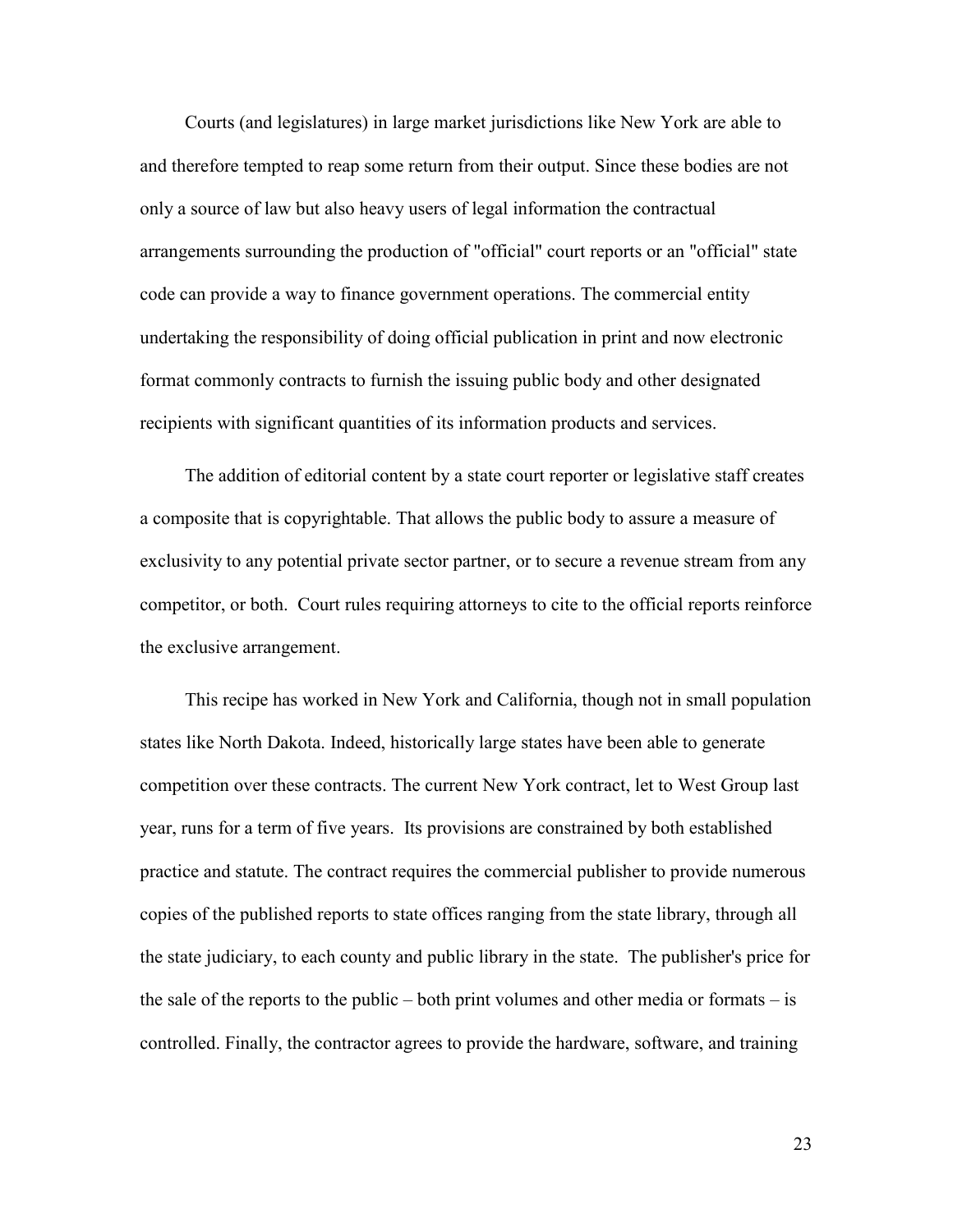Courts (and legislatures) in large market jurisdictions like New York are able to and therefore tempted to reap some return from their output. Since these bodies are not only a source of law but also heavy users of legal information the contractual arrangements surrounding the production of "official" court reports or an "official" state code can provide a way to finance government operations. The commercial entity undertaking the responsibility of doing official publication in print and now electronic format commonly contracts to furnish the issuing public body and other designated recipients with significant quantities of its information products and services.

The addition of editorial content by a state court reporter or legislative staff creates a composite that is copyrightable. That allows the public body to assure a measure of exclusivity to any potential private sector partner, or to secure a revenue stream from any competitor, or both. Court rules requiring attorneys to cite to the official reports reinforce the exclusive arrangement.

This recipe has worked in New York and California, though not in small population states like North Dakota. Indeed, historically large states have been able to generate competition over these contracts. The current New York contract, let to West Group last year, runs for a term of five years. Its provisions are constrained by both established practice and statute. The contract requires the commercial publisher to provide numerous copies of the published reports to state offices ranging from the state library, through all the state judiciary, to each county and public library in the state. The publisher's price for the sale of the reports to the public – both print volumes and other media or formats – is controlled. Finally, the contractor agrees to provide the hardware, software, and training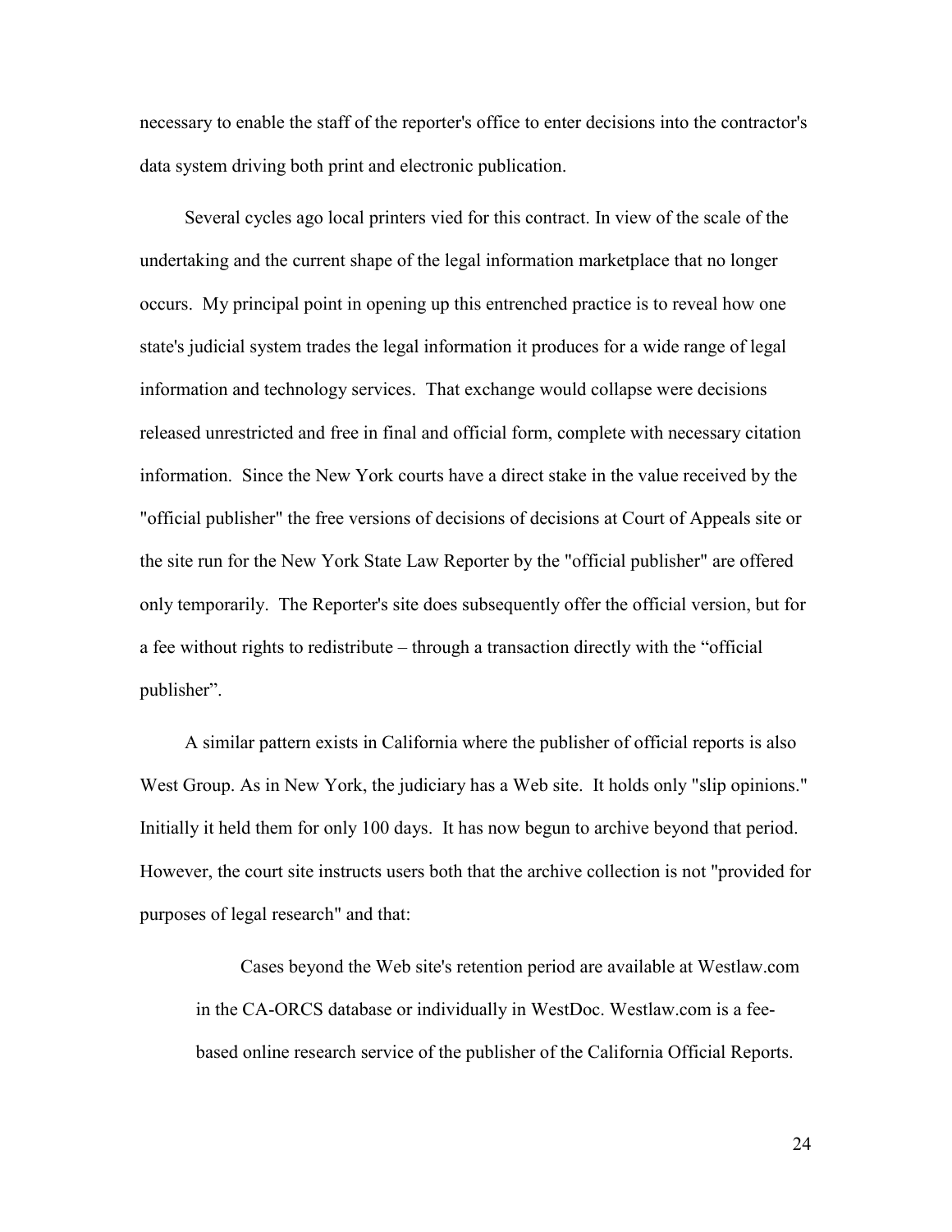necessary to enable the staff of the reporter's office to enter decisions into the contractor's data system driving both print and electronic publication.

Several cycles ago local printers vied for this contract. In view of the scale of the undertaking and the current shape of the legal information marketplace that no longer occurs. My principal point in opening up this entrenched practice is to reveal how one state's judicial system trades the legal information it produces for a wide range of legal information and technology services. That exchange would collapse were decisions released unrestricted and free in final and official form, complete with necessary citation information. Since the New York courts have a direct stake in the value received by the "official publisher" the free versions of decisions of decisions at Court of Appeals site or the site run for the New York State Law Reporter by the "official publisher" are offered only temporarily. The Reporter's site does subsequently offer the official version, but for a fee without rights to redistribute – through a transaction directly with the "official publisher".

A similar pattern exists in California where the publisher of official reports is also West Group. As in New York, the judiciary has a Web site. It holds only "slip opinions." Initially it held them for only 100 days. It has now begun to archive beyond that period. However, the court site instructs users both that the archive collection is not "provided for purposes of legal research" and that:

> Cases beyond the Web site's retention period are available at Westlaw.com in the CA-ORCS database or individually in WestDoc. Westlaw.com is a fee-based online research service of the publisher of the California Official Reports.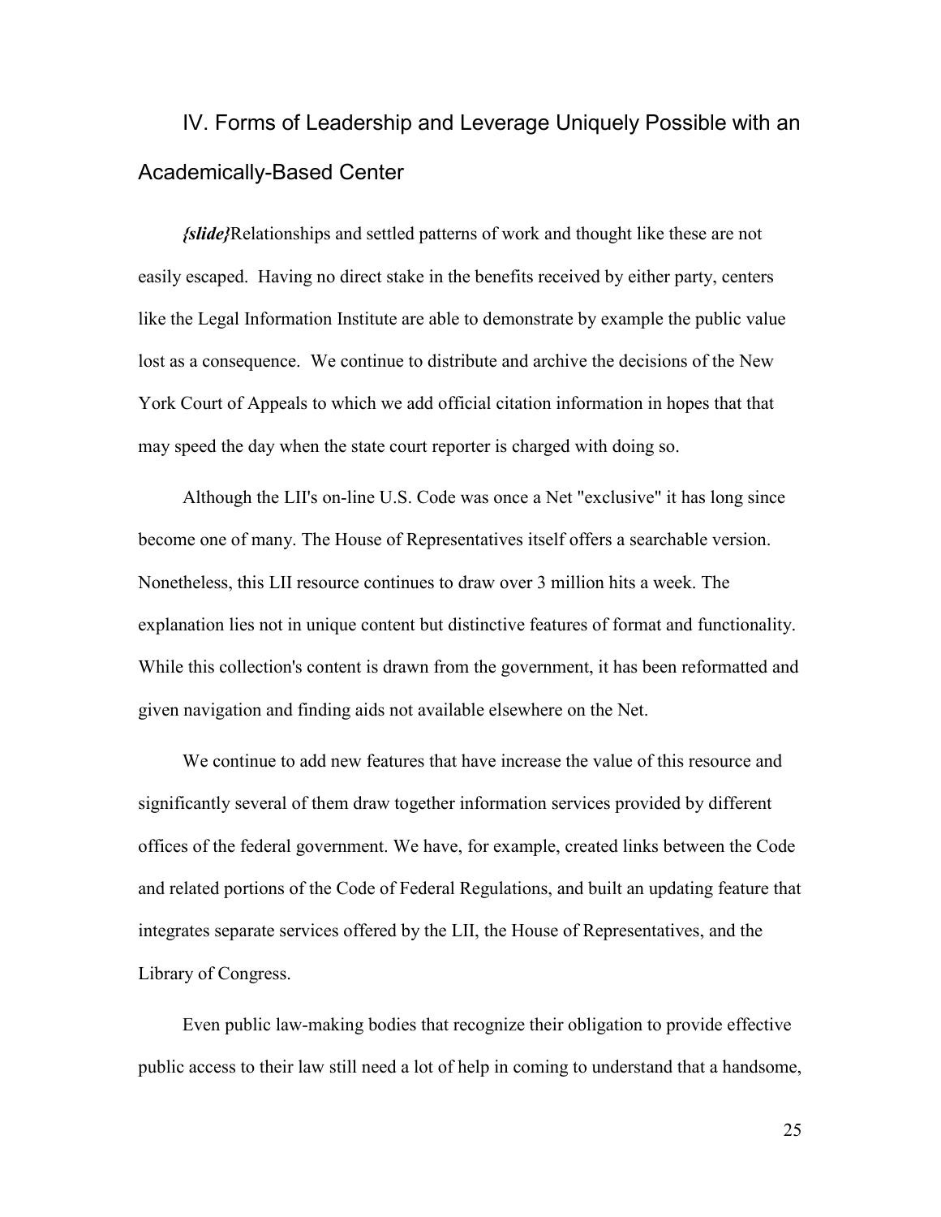## IV. Forms of Leadership and Leverage Uniquely Possible with an Academically-Based Center

***{slide}***Relationships and settled patterns of work and thought like these are not easily escaped. Having no direct stake in the benefits received by either party, centers like the Legal Information Institute are able to demonstrate by example the public value lost as a consequence. We continue to distribute and archive the decisions of the New York Court of Appeals to which we add official citation information in hopes that that may speed the day when the state court reporter is charged with doing so.

Although the LII's on-line U.S. Code was once a Net "exclusive" it has long since become one of many. The House of Representatives itself offers a searchable version. Nonetheless, this LII resource continues to draw over 3 million hits a week. The explanation lies not in unique content but distinctive features of format and functionality. While this collection's content is drawn from the government, it has been reformatted and given navigation and finding aids not available elsewhere on the Net.

We continue to add new features that have increase the value of this resource and significantly several of them draw together information services provided by different offices of the federal government. We have, for example, created links between the Code and related portions of the Code of Federal Regulations, and built an updating feature that integrates separate services offered by the LII, the House of Representatives, and the Library of Congress.

Even public law-making bodies that recognize their obligation to provide effective public access to their law still need a lot of help in coming to understand that a handsome,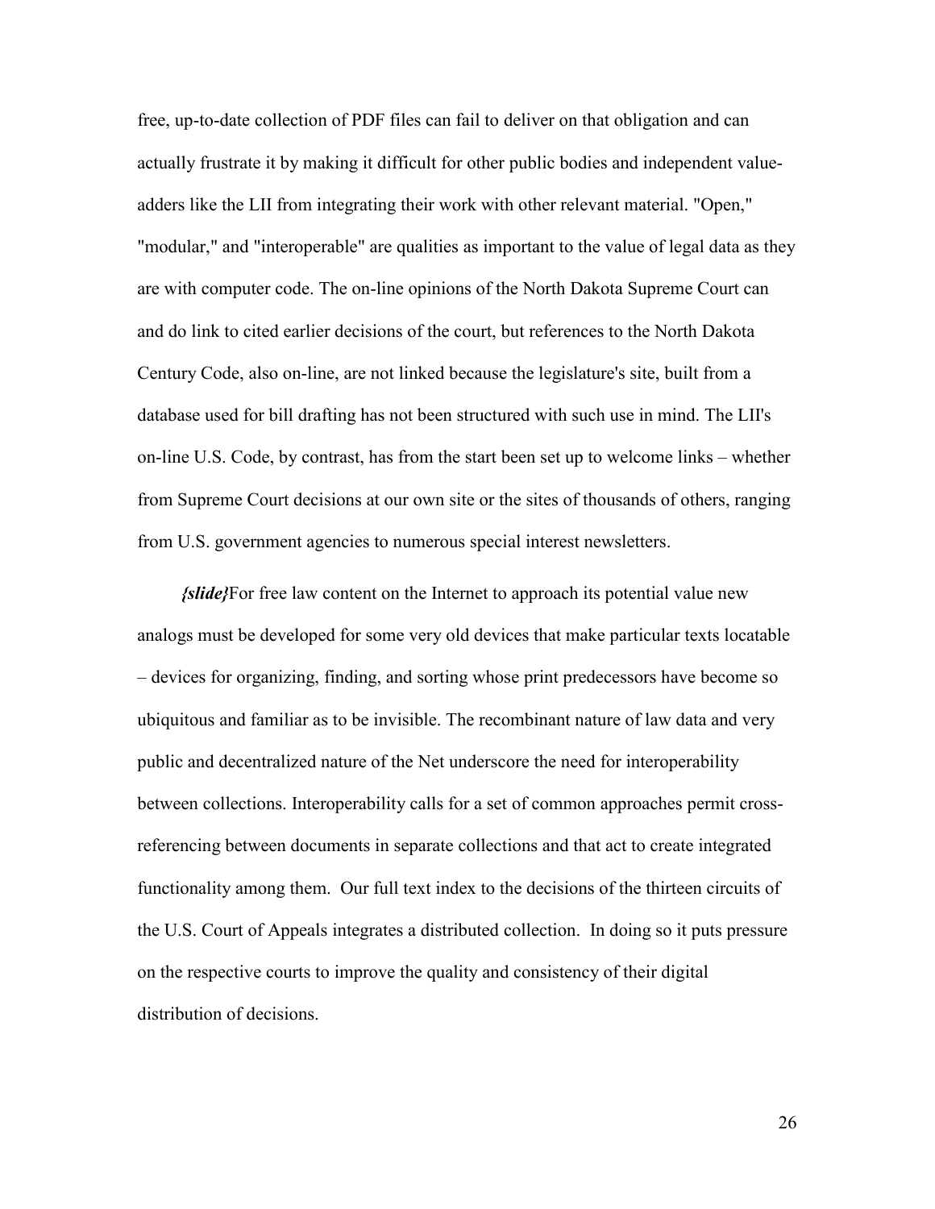free, up-to-date collection of PDF files can fail to deliver on that obligation and can actually frustrate it by making it difficult for other public bodies and independent value-adders like the LII from integrating their work with other relevant material. "Open," "modular," and "interoperable" are qualities as important to the value of legal data as they are with computer code. The on-line opinions of the North Dakota Supreme Court can and do link to cited earlier decisions of the court, but references to the North Dakota Century Code, also on-line, are not linked because the legislature's site, built from a database used for bill drafting has not been structured with such use in mind. The LII's on-line U.S. Code, by contrast, has from the start been set up to welcome links – whether from Supreme Court decisions at our own site or the sites of thousands of others, ranging from U.S. government agencies to numerous special interest newsletters.

***{slide}***For free law content on the Internet to approach its potential value new analogs must be developed for some very old devices that make particular texts locatable – devices for organizing, finding, and sorting whose print predecessors have become so ubiquitous and familiar as to be invisible. The recombinant nature of law data and very public and decentralized nature of the Net underscore the need for interoperability between collections. Interoperability calls for a set of common approaches permit cross-referencing between documents in separate collections and that act to create integrated functionality among them. Our full text index to the decisions of the thirteen circuits of the U.S. Court of Appeals integrates a distributed collection. In doing so it puts pressure on the respective courts to improve the quality and consistency of their digital distribution of decisions.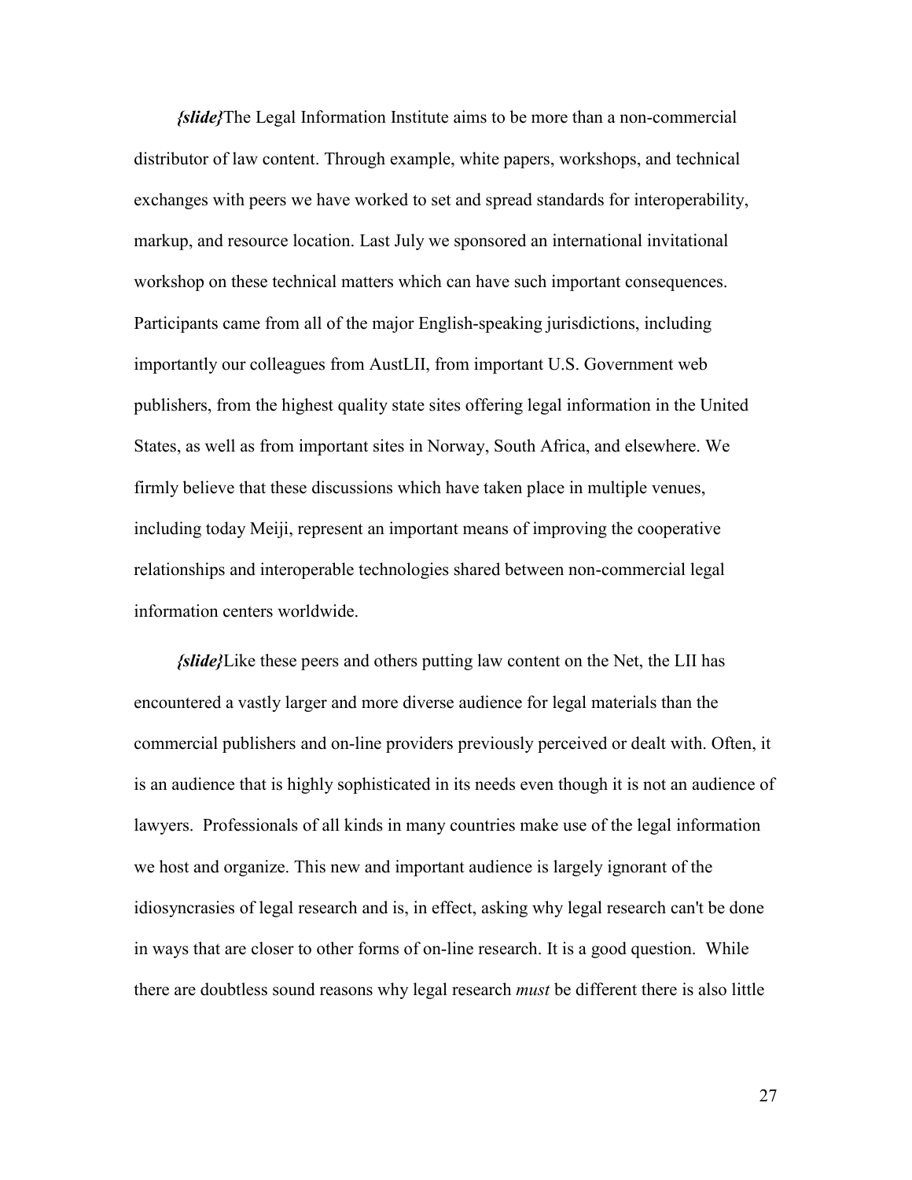*{slide}*The Legal Information Institute aims to be more than a non-commercial distributor of law content. Through example, white papers, workshops, and technical exchanges with peers we have worked to set and spread standards for interoperability, markup, and resource location. Last July we sponsored an international invitational workshop on these technical matters which can have such important consequences. Participants came from all of the major English-speaking jurisdictions, including importantly our colleagues from AustLII, from important U.S. Government web publishers, from the highest quality state sites offering legal information in the United States, as well as from important sites in Norway, South Africa, and elsewhere. We firmly believe that these discussions which have taken place in multiple venues, including today Meiji, represent an important means of improving the cooperative relationships and interoperable technologies shared between non-commercial legal information centers worldwide.

*{slide}*Like these peers and others putting law content on the Net, the LII has encountered a vastly larger and more diverse audience for legal materials than the commercial publishers and on-line providers previously perceived or dealt with. Often, it is an audience that is highly sophisticated in its needs even though it is not an audience of lawyers. Professionals of all kinds in many countries make use of the legal information we host and organize. This new and important audience is largely ignorant of the idiosyncrasies of legal research and is, in effect, asking why legal research can't be done in ways that are closer to other forms of on-line research. It is a good question. While there are doubtless sound reasons why legal research *must* be different there is also little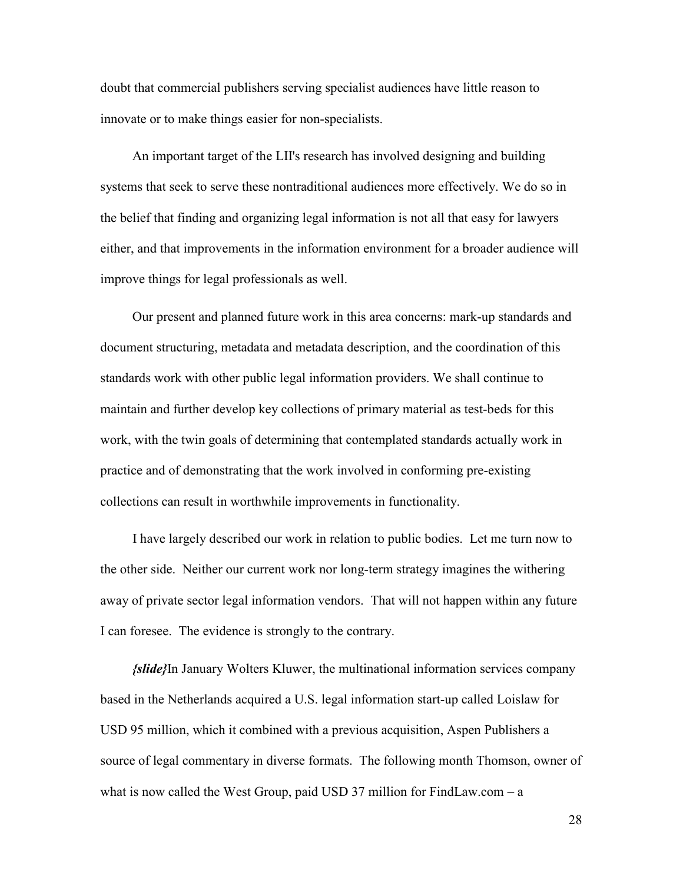doubt that commercial publishers serving specialist audiences have little reason to innovate or to make things easier for non-specialists.

An important target of the LII's research has involved designing and building systems that seek to serve these nontraditional audiences more effectively. We do so in the belief that finding and organizing legal information is not all that easy for lawyers either, and that improvements in the information environment for a broader audience will improve things for legal professionals as well.

Our present and planned future work in this area concerns: mark-up standards and document structuring, metadata and metadata description, and the coordination of this standards work with other public legal information providers. We shall continue to maintain and further develop key collections of primary material as test-beds for this work, with the twin goals of determining that contemplated standards actually work in practice and of demonstrating that the work involved in conforming pre-existing collections can result in worthwhile improvements in functionality.

I have largely described our work in relation to public bodies. Let me turn now to the other side. Neither our current work nor long-term strategy imagines the withering away of private sector legal information vendors. That will not happen within any future I can foresee. The evidence is strongly to the contrary.

***{slide}***In January Wolters Kluwer, the multinational information services company based in the Netherlands acquired a U.S. legal information start-up called Loislaw for USD 95 million, which it combined with a previous acquisition, Aspen Publishers a source of legal commentary in diverse formats. The following month Thomson, owner of what is now called the West Group, paid USD 37 million for FindLaw.com – a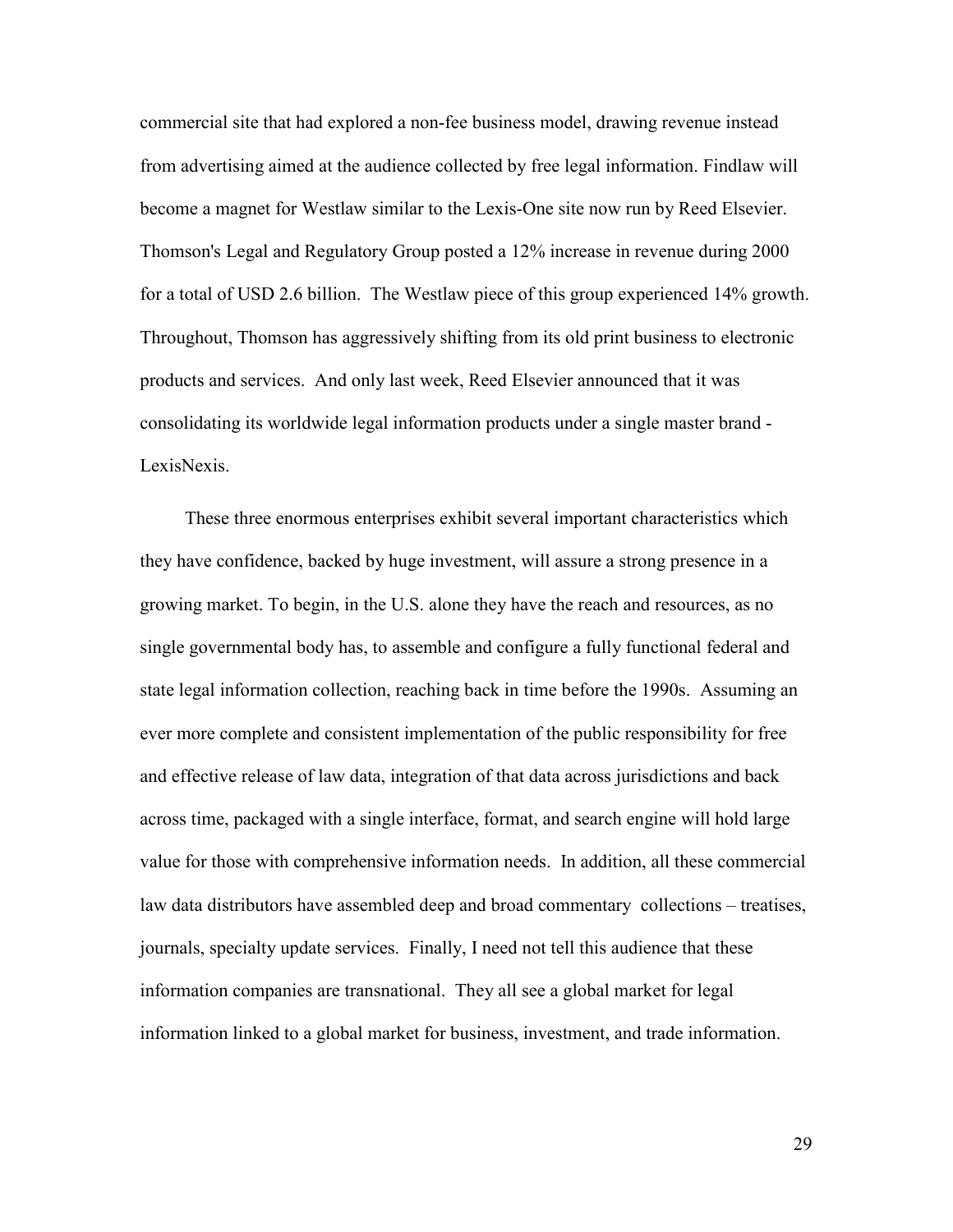commercial site that had explored a non-fee business model, drawing revenue instead from advertising aimed at the audience collected by free legal information. Findlaw will become a magnet for Westlaw similar to the Lexis-One site now run by Reed Elsevier. Thomson's Legal and Regulatory Group posted a 12% increase in revenue during 2000 for a total of USD 2.6 billion. The Westlaw piece of this group experienced 14% growth. Throughout, Thomson has aggressively shifting from its old print business to electronic products and services. And only last week, Reed Elsevier announced that it was consolidating its worldwide legal information products under a single master brand - LexisNexis.

These three enormous enterprises exhibit several important characteristics which they have confidence, backed by huge investment, will assure a strong presence in a growing market. To begin, in the U.S. alone they have the reach and resources, as no single governmental body has, to assemble and configure a fully functional federal and state legal information collection, reaching back in time before the 1990s. Assuming an ever more complete and consistent implementation of the public responsibility for free and effective release of law data, integration of that data across jurisdictions and back across time, packaged with a single interface, format, and search engine will hold large value for those with comprehensive information needs. In addition, all these commercial law data distributors have assembled deep and broad commentary collections – treatises, journals, specialty update services. Finally, I need not tell this audience that these information companies are transnational. They all see a global market for legal information linked to a global market for business, investment, and trade information.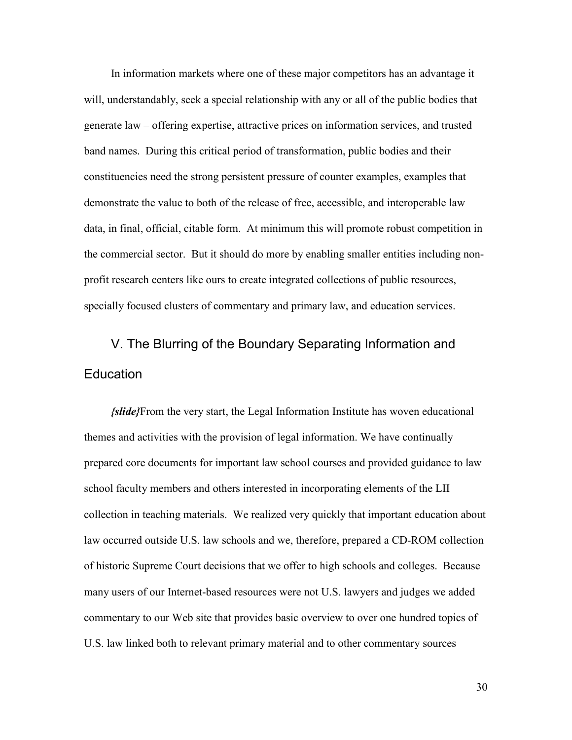In information markets where one of these major competitors has an advantage it will, understandably, seek a special relationship with any or all of the public bodies that generate law – offering expertise, attractive prices on information services, and trusted band names. During this critical period of transformation, public bodies and their constituencies need the strong persistent pressure of counter examples, examples that demonstrate the value to both of the release of free, accessible, and interoperable law data, in final, official, citable form. At minimum this will promote robust competition in the commercial sector. But it should do more by enabling smaller entities including non-profit research centers like ours to create integrated collections of public resources, specially focused clusters of commentary and primary law, and education services.

## V. The Blurring of the Boundary Separating Information and Education

***{slide}***From the very start, the Legal Information Institute has woven educational themes and activities with the provision of legal information. We have continually prepared core documents for important law school courses and provided guidance to law school faculty members and others interested in incorporating elements of the LII collection in teaching materials. We realized very quickly that important education about law occurred outside U.S. law schools and we, therefore, prepared a CD-ROM collection of historic Supreme Court decisions that we offer to high schools and colleges. Because many users of our Internet-based resources were not U.S. lawyers and judges we added commentary to our Web site that provides basic overview to over one hundred topics of U.S. law linked both to relevant primary material and to other commentary sources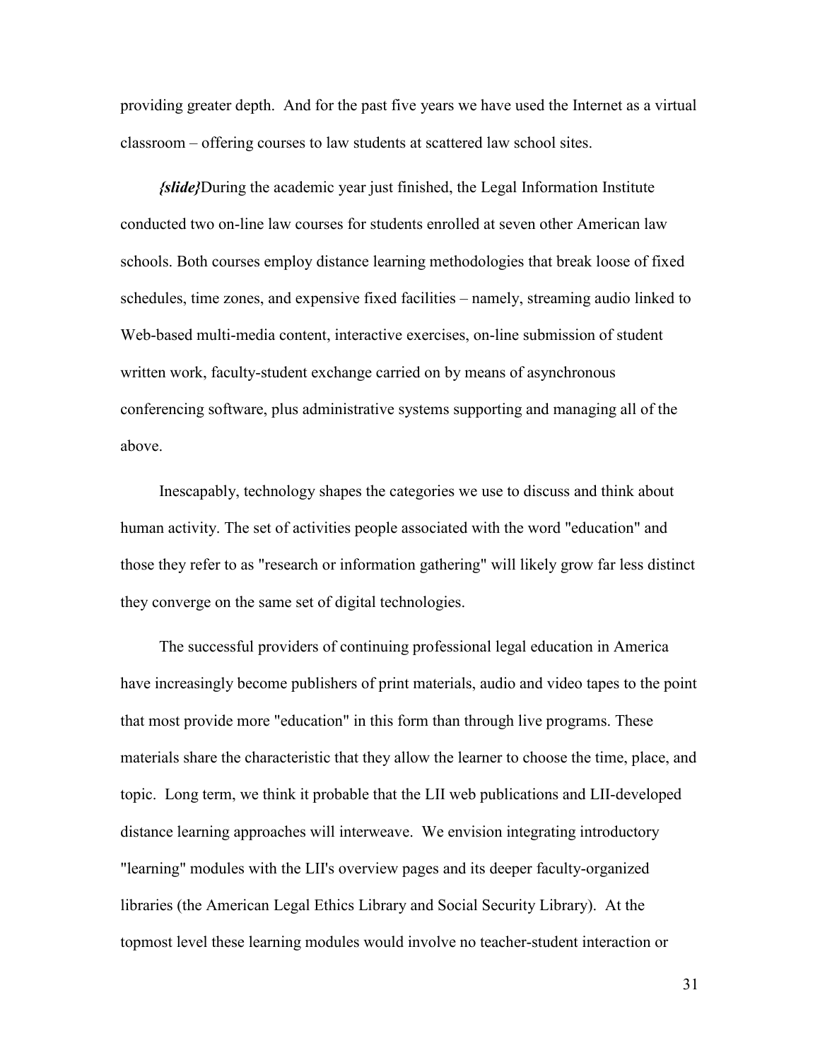providing greater depth. And for the past five years we have used the Internet as a virtual classroom – offering courses to law students at scattered law school sites.

***{slide}***During the academic year just finished, the Legal Information Institute conducted two on-line law courses for students enrolled at seven other American law schools. Both courses employ distance learning methodologies that break loose of fixed schedules, time zones, and expensive fixed facilities – namely, streaming audio linked to Web-based multi-media content, interactive exercises, on-line submission of student written work, faculty-student exchange carried on by means of asynchronous conferencing software, plus administrative systems supporting and managing all of the above.

Inescapably, technology shapes the categories we use to discuss and think about human activity. The set of activities people associated with the word "education" and those they refer to as "research or information gathering" will likely grow far less distinct they converge on the same set of digital technologies.

The successful providers of continuing professional legal education in America have increasingly become publishers of print materials, audio and video tapes to the point that most provide more "education" in this form than through live programs. These materials share the characteristic that they allow the learner to choose the time, place, and topic. Long term, we think it probable that the LII web publications and LII-developed distance learning approaches will interweave. We envision integrating introductory "learning" modules with the LII's overview pages and its deeper faculty-organized libraries (the American Legal Ethics Library and Social Security Library). At the topmost level these learning modules would involve no teacher-student interaction or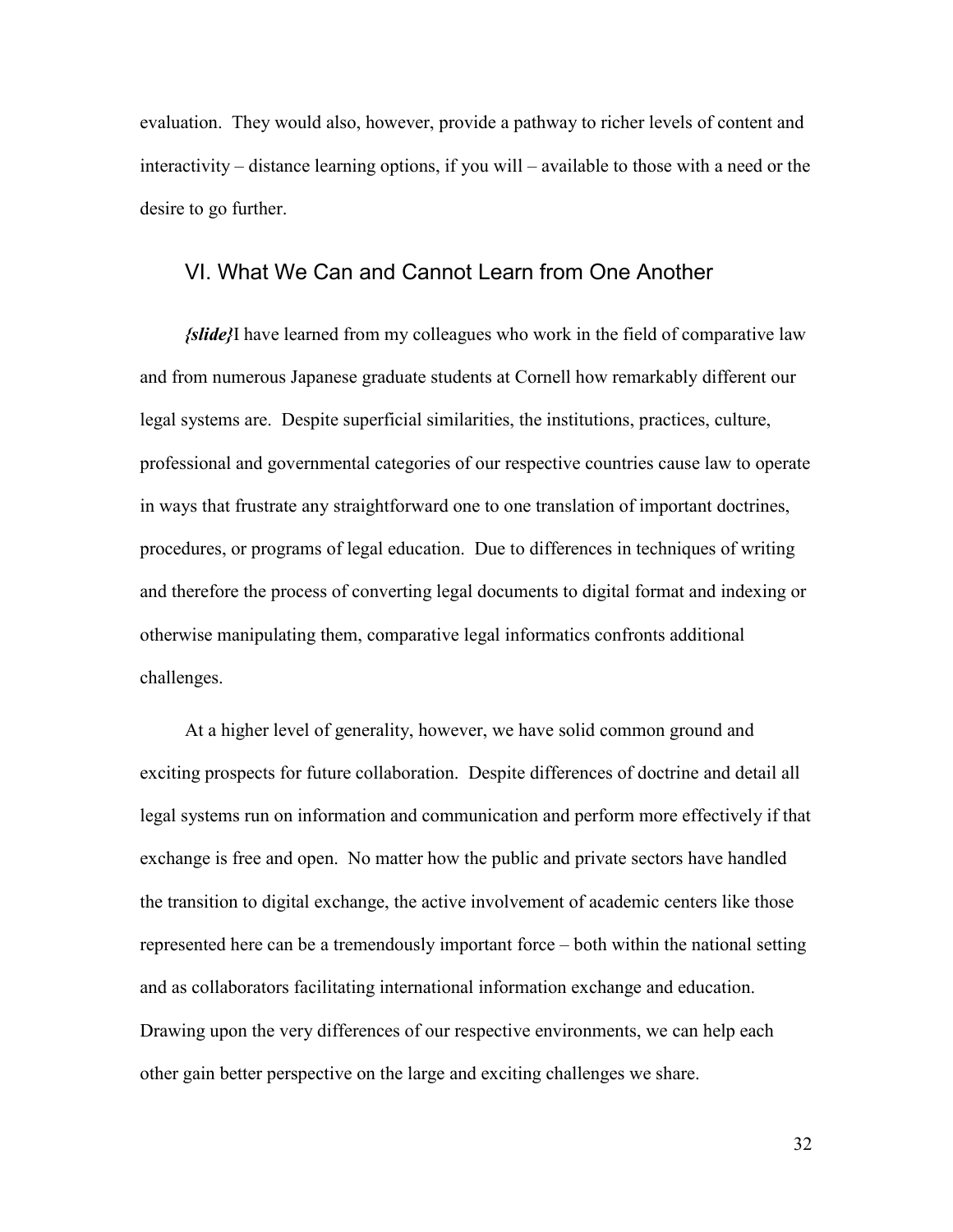evaluation. They would also, however, provide a pathway to richer levels of content and interactivity – distance learning options, if you will – available to those with a need or the desire to go further.

## VI. What We Can and Cannot Learn from One Another

***{slide}***I have learned from my colleagues who work in the field of comparative law and from numerous Japanese graduate students at Cornell how remarkably different our legal systems are. Despite superficial similarities, the institutions, practices, culture, professional and governmental categories of our respective countries cause law to operate in ways that frustrate any straightforward one to one translation of important doctrines, procedures, or programs of legal education. Due to differences in techniques of writing and therefore the process of converting legal documents to digital format and indexing or otherwise manipulating them, comparative legal informatics confronts additional challenges.

At a higher level of generality, however, we have solid common ground and exciting prospects for future collaboration. Despite differences of doctrine and detail all legal systems run on information and communication and perform more effectively if that exchange is free and open. No matter how the public and private sectors have handled the transition to digital exchange, the active involvement of academic centers like those represented here can be a tremendously important force – both within the national setting and as collaborators facilitating international information exchange and education. Drawing upon the very differences of our respective environments, we can help each other gain better perspective on the large and exciting challenges we share.